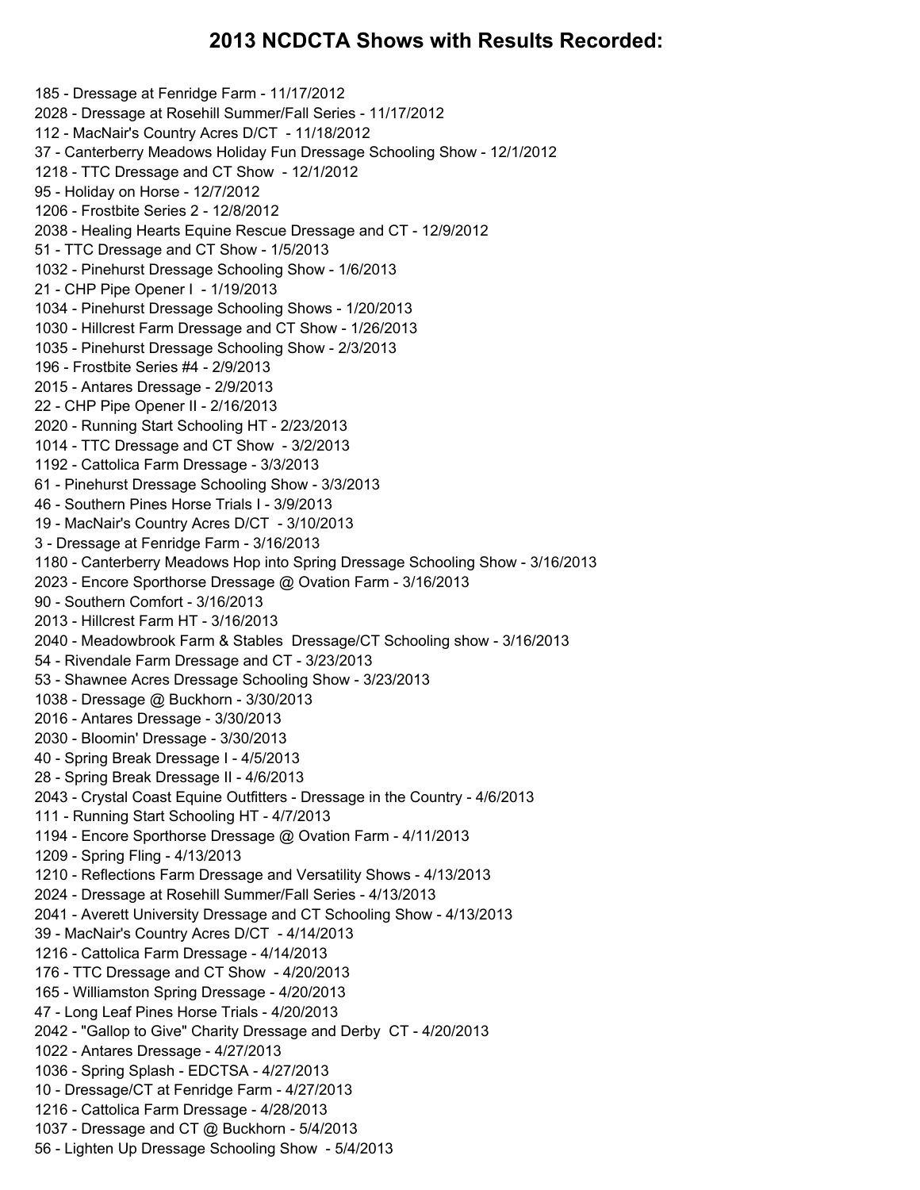# 2013 NCDCTA Shows with Results Recorded:

185 - Dressage at Fenridge Farm - 11/17/2012
2028 - Dressage at Rosehill Summer/Fall Series - 11/17/2012
112 - MacNair's Country Acres D/CT - 11/18/2012
37 - Canterberry Meadows Holiday Fun Dressage Schooling Show - 12/1/2012
1218 - TTC Dressage and CT Show - 12/1/2012
95 - Holiday on Horse - 12/7/2012
1206 - Frostbite Series 2 - 12/8/2012
2038 - Healing Hearts Equine Rescue Dressage and CT - 12/9/2012
51 - TTC Dressage and CT Show - 1/5/2013
1032 - Pinehurst Dressage Schooling Show - 1/6/2013
21 - CHP Pipe Opener I - 1/19/2013
1034 - Pinehurst Dressage Schooling Shows - 1/20/2013
1030 - Hillcrest Farm Dressage and CT Show - 1/26/2013
1035 - Pinehurst Dressage Schooling Show - 2/3/2013
196 - Frostbite Series #4 - 2/9/2013
2015 - Antares Dressage - 2/9/2013
22 - CHP Pipe Opener II - 2/16/2013
2020 - Running Start Schooling HT - 2/23/2013
1014 - TTC Dressage and CT Show - 3/2/2013
1192 - Cattolica Farm Dressage - 3/3/2013
61 - Pinehurst Dressage Schooling Show - 3/3/2013
46 - Southern Pines Horse Trials I - 3/9/2013
19 - MacNair's Country Acres D/CT - 3/10/2013
3 - Dressage at Fenridge Farm - 3/16/2013
1180 - Canterberry Meadows Hop into Spring Dressage Schooling Show - 3/16/2013
2023 - Encore Sporthorse Dressage @ Ovation Farm - 3/16/2013
90 - Southern Comfort - 3/16/2013
2013 - Hillcrest Farm HT - 3/16/2013
2040 - Meadowbrook Farm & Stables Dressage/CT Schooling show - 3/16/2013
54 - Rivendale Farm Dressage and CT - 3/23/2013
53 - Shawnee Acres Dressage Schooling Show - 3/23/2013
1038 - Dressage @ Buckhorn - 3/30/2013
2016 - Antares Dressage - 3/30/2013
2030 - Bloomin' Dressage - 3/30/2013
40 - Spring Break Dressage I - 4/5/2013
28 - Spring Break Dressage II - 4/6/2013
2043 - Crystal Coast Equine Outfitters - Dressage in the Country - 4/6/2013
111 - Running Start Schooling HT - 4/7/2013
1194 - Encore Sporthorse Dressage @ Ovation Farm - 4/11/2013
1209 - Spring Fling - 4/13/2013
1210 - Reflections Farm Dressage and Versatility Shows - 4/13/2013
2024 - Dressage at Rosehill Summer/Fall Series - 4/13/2013
2041 - Averett University Dressage and CT Schooling Show - 4/13/2013
39 - MacNair's Country Acres D/CT - 4/14/2013
1216 - Cattolica Farm Dressage - 4/14/2013
176 - TTC Dressage and CT Show - 4/20/2013
165 - Williamston Spring Dressage - 4/20/2013
47 - Long Leaf Pines Horse Trials - 4/20/2013
2042 - "Gallop to Give" Charity Dressage and Derby CT - 4/20/2013
1022 - Antares Dressage - 4/27/2013
1036 - Spring Splash - EDCTSA - 4/27/2013
10 - Dressage/CT at Fenridge Farm - 4/27/2013
1216 - Cattolica Farm Dressage - 4/28/2013
1037 - Dressage and CT @ Buckhorn - 5/4/2013
56 - Lighten Up Dressage Schooling Show - 5/4/2013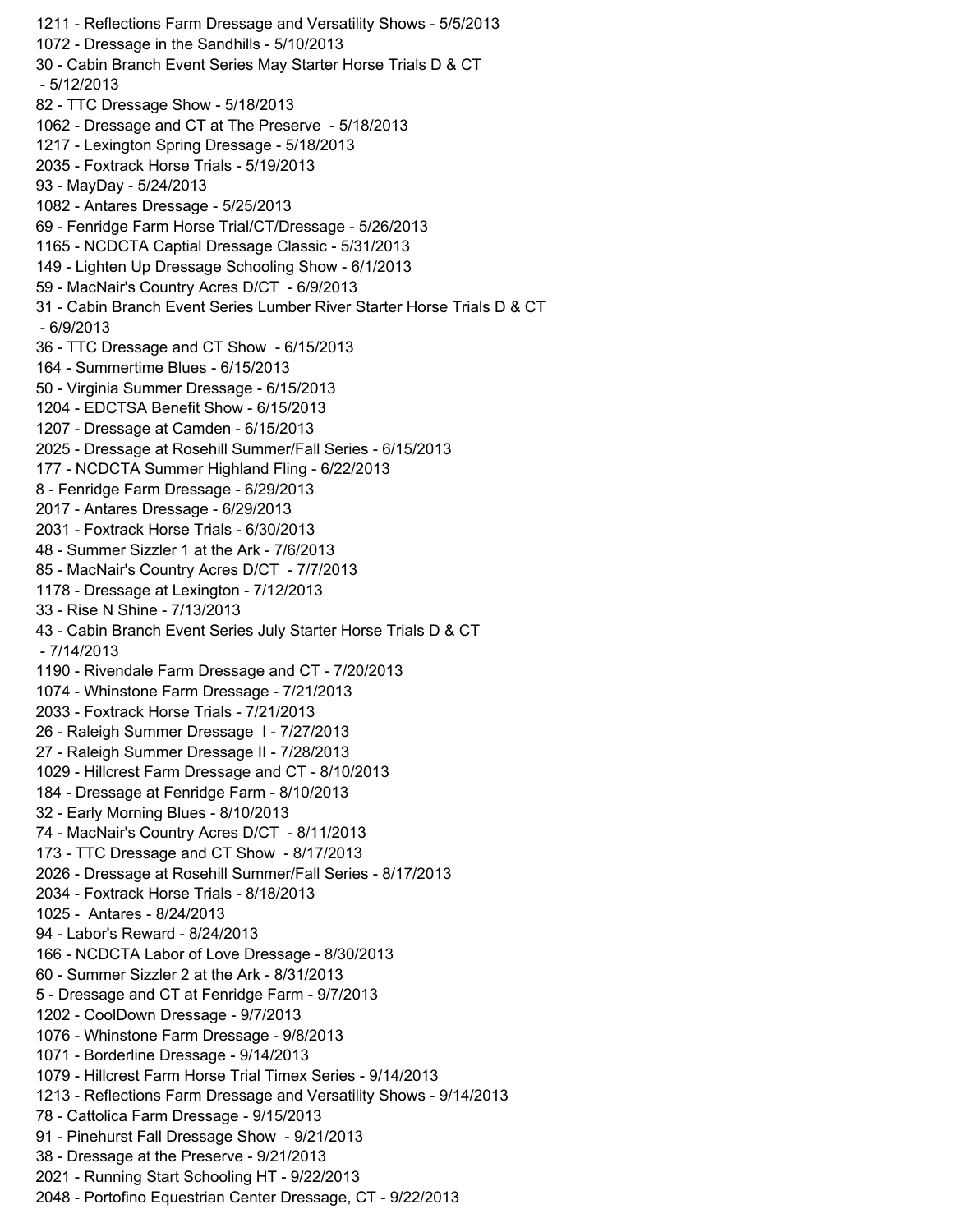1211 - Reflections Farm Dressage and Versatility Shows - 5/5/2013
1072 - Dressage in the Sandhills - 5/10/2013
30 - Cabin Branch Event Series May Starter Horse Trials D & CT
 - 5/12/2013
82 - TTC Dressage Show - 5/18/2013
1062 - Dressage and CT at The Preserve  - 5/18/2013
1217 - Lexington Spring Dressage - 5/18/2013
2035 - Foxtrack Horse Trials - 5/19/2013
93 - MayDay - 5/24/2013
1082 - Antares Dressage - 5/25/2013
69 - Fenridge Farm Horse Trial/CT/Dressage - 5/26/2013
1165 - NCDCTA Captial Dressage Classic - 5/31/2013
149 - Lighten Up Dressage Schooling Show - 6/1/2013
59 - MacNair's Country Acres D/CT  - 6/9/2013
31 - Cabin Branch Event Series Lumber River Starter Horse Trials D & CT
 - 6/9/2013
36 - TTC Dressage and CT Show  - 6/15/2013
164 - Summertime Blues - 6/15/2013
50 - Virginia Summer Dressage - 6/15/2013
1204 - EDCTSA Benefit Show - 6/15/2013
1207 - Dressage at Camden - 6/15/2013
2025 - Dressage at Rosehill Summer/Fall Series - 6/15/2013
177 - NCDCTA Summer Highland Fling - 6/22/2013
8 - Fenridge Farm Dressage - 6/29/2013
2017 - Antares Dressage - 6/29/2013
2031 - Foxtrack Horse Trials - 6/30/2013
48 - Summer Sizzler 1 at the Ark - 7/6/2013
85 - MacNair's Country Acres D/CT  - 7/7/2013
1178 - Dressage at Lexington - 7/12/2013
33 - Rise N Shine - 7/13/2013
43 - Cabin Branch Event Series July Starter Horse Trials D & CT
 - 7/14/2013
1190 - Rivendale Farm Dressage and CT - 7/20/2013
1074 - Whinstone Farm Dressage - 7/21/2013
2033 - Foxtrack Horse Trials - 7/21/2013
26 - Raleigh Summer Dressage  I - 7/27/2013
27 - Raleigh Summer Dressage II - 7/28/2013
1029 - Hillcrest Farm Dressage and CT - 8/10/2013
184 - Dressage at Fenridge Farm - 8/10/2013
32 - Early Morning Blues - 8/10/2013
74 - MacNair's Country Acres D/CT  - 8/11/2013
173 - TTC Dressage and CT Show  - 8/17/2013
2026 - Dressage at Rosehill Summer/Fall Series - 8/17/2013
2034 - Foxtrack Horse Trials - 8/18/2013
1025 -  Antares - 8/24/2013
94 - Labor's Reward - 8/24/2013
166 - NCDCTA Labor of Love Dressage - 8/30/2013
60 - Summer Sizzler 2 at the Ark - 8/31/2013
5 - Dressage and CT at Fenridge Farm - 9/7/2013
1202 - CoolDown Dressage - 9/7/2013
1076 - Whinstone Farm Dressage - 9/8/2013
1071 - Borderline Dressage - 9/14/2013
1079 - Hillcrest Farm Horse Trial Timex Series - 9/14/2013
1213 - Reflections Farm Dressage and Versatility Shows - 9/14/2013
78 - Cattolica Farm Dressage - 9/15/2013
91 - Pinehurst Fall Dressage Show  - 9/21/2013
38 - Dressage at the Preserve - 9/21/2013
2021 - Running Start Schooling HT - 9/22/2013
2048 - Portofino Equestrian Center Dressage, CT - 9/22/2013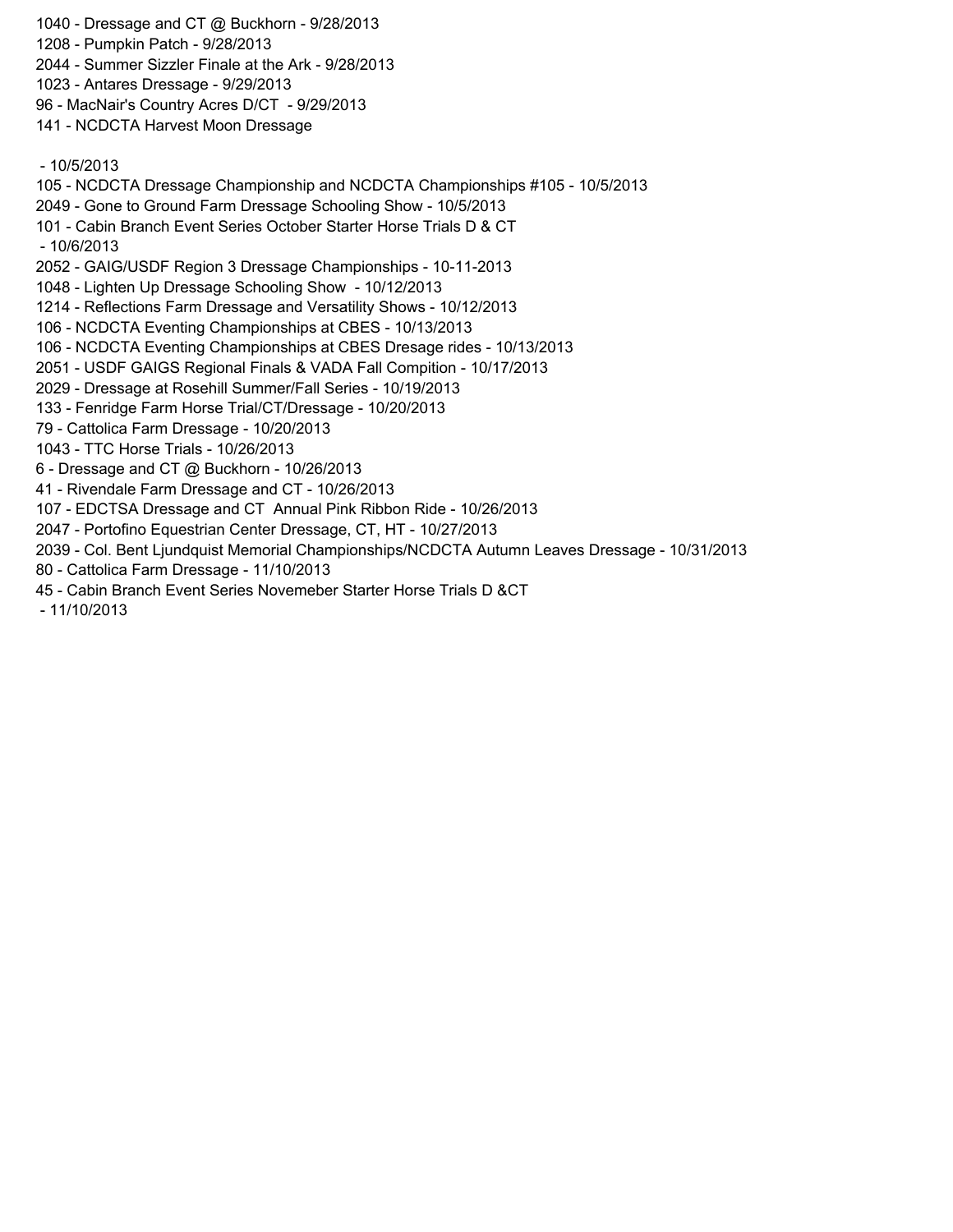1040 - Dressage and CT @ Buckhorn - 9/28/2013
1208 - Pumpkin Patch - 9/28/2013
2044 - Summer Sizzler Finale at the Ark - 9/28/2013
1023 - Antares Dressage - 9/29/2013
96 - MacNair's Country Acres D/CT - 9/29/2013
141 - NCDCTA Harvest Moon Dressage

- 10/5/2013
105 - NCDCTA Dressage Championship and NCDCTA Championships #105 - 10/5/2013
2049 - Gone to Ground Farm Dressage Schooling Show - 10/5/2013
101 - Cabin Branch Event Series October Starter Horse Trials D & CT
- 10/6/2013
2052 - GAIG/USDF Region 3 Dressage Championships - 10-11-2013
1048 - Lighten Up Dressage Schooling Show - 10/12/2013
1214 - Reflections Farm Dressage and Versatility Shows - 10/12/2013
106 - NCDCTA Eventing Championships at CBES - 10/13/2013
106 - NCDCTA Eventing Championships at CBES Dresage rides - 10/13/2013
2051 - USDF GAIGS Regional Finals & VADA Fall Compition - 10/17/2013
2029 - Dressage at Rosehill Summer/Fall Series - 10/19/2013
133 - Fenridge Farm Horse Trial/CT/Dressage - 10/20/2013
79 - Cattolica Farm Dressage - 10/20/2013
1043 - TTC Horse Trials - 10/26/2013
6 - Dressage and CT @ Buckhorn - 10/26/2013
41 - Rivendale Farm Dressage and CT - 10/26/2013
107 - EDCTSA Dressage and CT Annual Pink Ribbon Ride - 10/26/2013
2047 - Portofino Equestrian Center Dressage, CT, HT - 10/27/2013
2039 - Col. Bent Ljundquist Memorial Championships/NCDCTA Autumn Leaves Dressage - 10/31/2013
80 - Cattolica Farm Dressage - 11/10/2013
45 - Cabin Branch Event Series Novemeber Starter Horse Trials D &CT
- 11/10/2013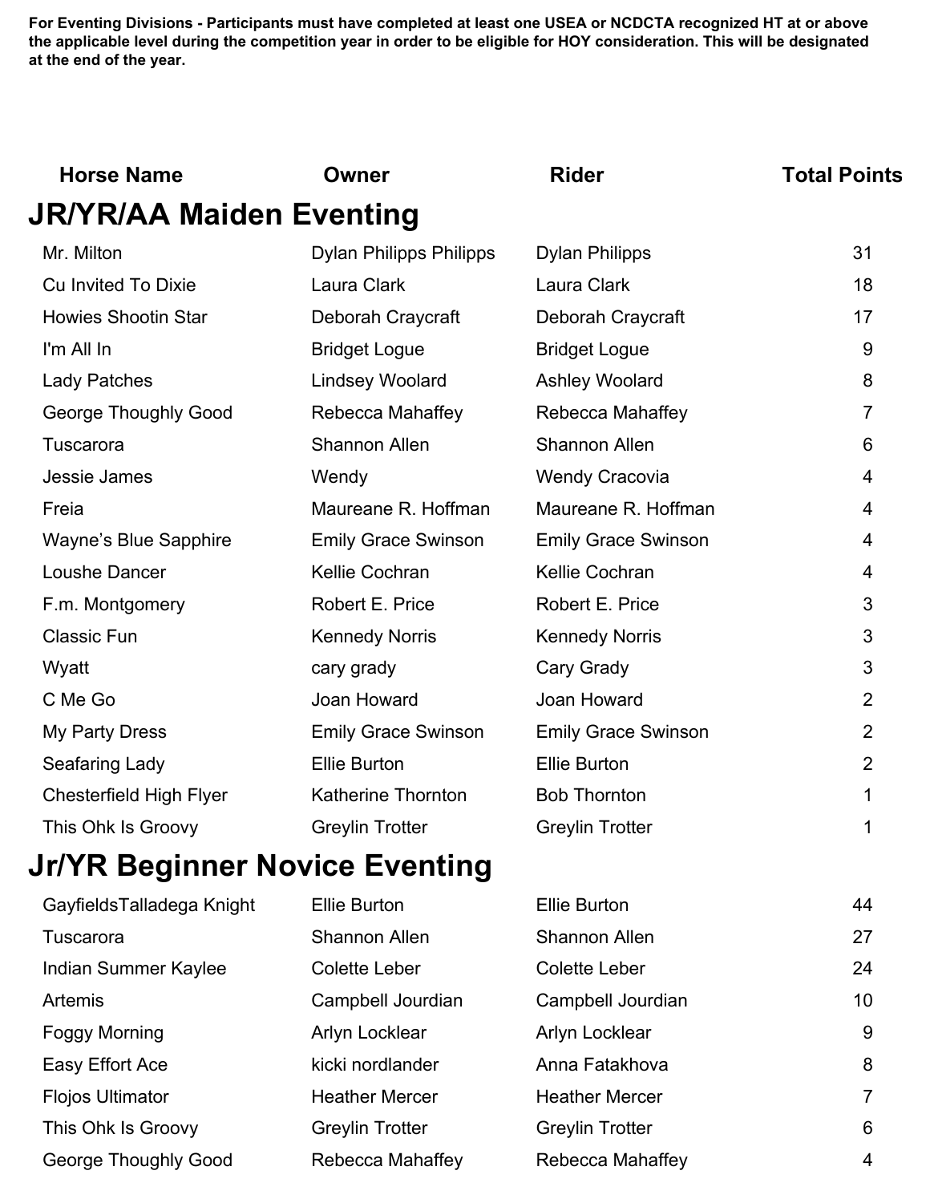**For Eventing Divisions - Participants must have completed at least one USEA or NCDCTA recognized HT at or above the applicable level during the competition year in order to be eligible for HOY consideration. This will be designated at the end of the year.**

| Horse Name | Owner | Rider | Total Points |
|---|---|---|---|

## JR/YR/AA Maiden Eventing

| Horse Name | Owner | Rider | Total Points |
|---|---|---|---|
| Mr. Milton | Dylan Philipps Philipps | Dylan Philipps | 31 |
| Cu Invited To Dixie | Laura Clark | Laura Clark | 18 |
| Howies Shootin Star | Deborah Craycraft | Deborah Craycraft | 17 |
| I'm All In | Bridget Logue | Bridget Logue | 9 |
| Lady Patches | Lindsey Woolard | Ashley Woolard | 8 |
| George Thoughly Good | Rebecca Mahaffey | Rebecca Mahaffey | 7 |
| Tuscarora | Shannon Allen | Shannon Allen | 6 |
| Jessie James | Wendy | Wendy Cracovia | 4 |
| Freia | Maureane R. Hoffman | Maureane R. Hoffman | 4 |
| Wayne's Blue Sapphire | Emily Grace Swinson | Emily Grace Swinson | 4 |
| Loushe Dancer | Kellie Cochran | Kellie Cochran | 4 |
| F.m. Montgomery | Robert E. Price | Robert E. Price | 3 |
| Classic Fun | Kennedy Norris | Kennedy Norris | 3 |
| Wyatt | cary grady | Cary Grady | 3 |
| C Me Go | Joan Howard | Joan Howard | 2 |
| My Party Dress | Emily Grace Swinson | Emily Grace Swinson | 2 |
| Seafaring Lady | Ellie Burton | Ellie Burton | 2 |
| Chesterfield High Flyer | Katherine Thornton | Bob Thornton | 1 |
| This Ohk Is Groovy | Greylin Trotter | Greylin Trotter | 1 |

## Jr/YR Beginner Novice Eventing

| Horse Name | Owner | Rider | Total Points |
|---|---|---|---|
| GayfieldsTalladega Knight | Ellie Burton | Ellie Burton | 44 |
| Tuscarora | Shannon Allen | Shannon Allen | 27 |
| Indian Summer Kaylee | Colette Leber | Colette Leber | 24 |
| Artemis | Campbell Jourdian | Campbell Jourdian | 10 |
| Foggy Morning | Arlyn Locklear | Arlyn Locklear | 9 |
| Easy Effort Ace | kicki nordlander | Anna Fatakhova | 8 |
| Flojos Ultimator | Heather Mercer | Heather Mercer | 7 |
| This Ohk Is Groovy | Greylin Trotter | Greylin Trotter | 6 |
| George Thoughly Good | Rebecca Mahaffey | Rebecca Mahaffey | 4 |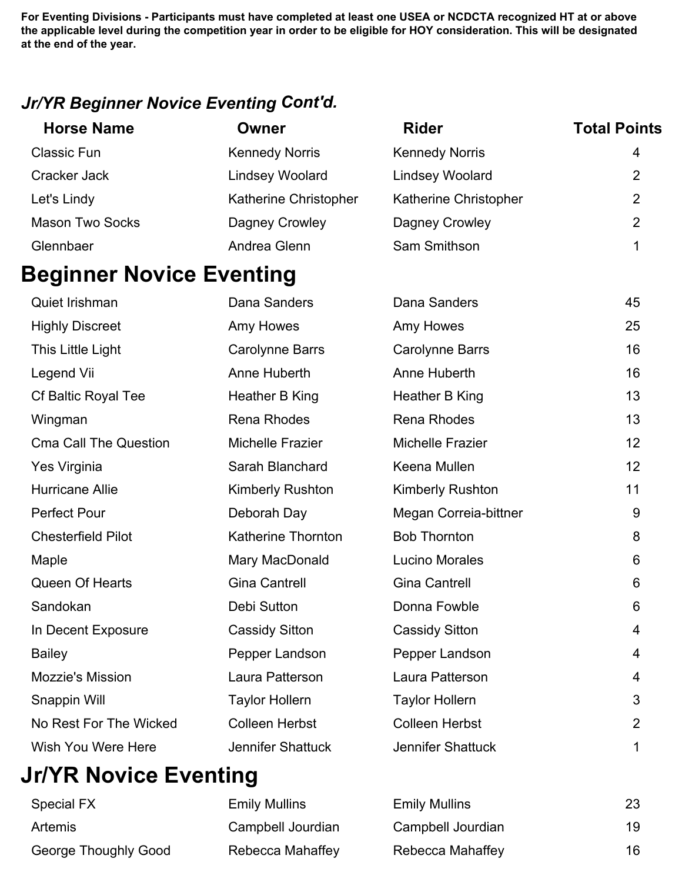**For Eventing Divisions - Participants must have completed at least one USEA or NCDCTA recognized HT at or above the applicable level during the competition year in order to be eligible for HOY consideration. This will be designated at the end of the year.**

### *Jr/YR Beginner Novice Eventing* Cont'd.

| Horse Name | Owner | Rider | Total Points |
|---|---|---|---|
| Classic Fun | Kennedy Norris | Kennedy Norris | 4 |
| Cracker Jack | Lindsey Woolard | Lindsey Woolard | 2 |
| Let's Lindy | Katherine Christopher | Katherine Christopher | 2 |
| Mason Two Socks | Dagney Crowley | Dagney Crowley | 2 |
| Glennbaer | Andrea Glenn | Sam Smithson | 1 |

## Beginner Novice Eventing

| | | | |
|---|---|---|---|
| Quiet Irishman | Dana Sanders | Dana Sanders | 45 |
| Highly Discreet | Amy Howes | Amy Howes | 25 |
| This Little Light | Carolynne Barrs | Carolynne Barrs | 16 |
| Legend Vii | Anne Huberth | Anne Huberth | 16 |
| Cf Baltic Royal Tee | Heather B King | Heather B King | 13 |
| Wingman | Rena Rhodes | Rena Rhodes | 13 |
| Cma Call The Question | Michelle Frazier | Michelle Frazier | 12 |
| Yes Virginia | Sarah Blanchard | Keena Mullen | 12 |
| Hurricane Allie | Kimberly Rushton | Kimberly Rushton | 11 |
| Perfect Pour | Deborah Day | Megan Correia-bittner | 9 |
| Chesterfield Pilot | Katherine Thornton | Bob Thornton | 8 |
| Maple | Mary MacDonald | Lucino Morales | 6 |
| Queen Of Hearts | Gina Cantrell | Gina Cantrell | 6 |
| Sandokan | Debi Sutton | Donna Fowble | 6 |
| In Decent Exposure | Cassidy Sitton | Cassidy Sitton | 4 |
| Bailey | Pepper Landson | Pepper Landson | 4 |
| Mozzie's Mission | Laura Patterson | Laura Patterson | 4 |
| Snappin Will | Taylor Hollern | Taylor Hollern | 3 |
| No Rest For The Wicked | Colleen Herbst | Colleen Herbst | 2 |
| Wish You Were Here | Jennifer Shattuck | Jennifer Shattuck | 1 |

## Jr/YR Novice Eventing

| | | | |
|---|---|---|---|
| Special FX | Emily Mullins | Emily Mullins | 23 |
| Artemis | Campbell Jourdian | Campbell Jourdian | 19 |
| George Thoughly Good | Rebecca Mahaffey | Rebecca Mahaffey | 16 |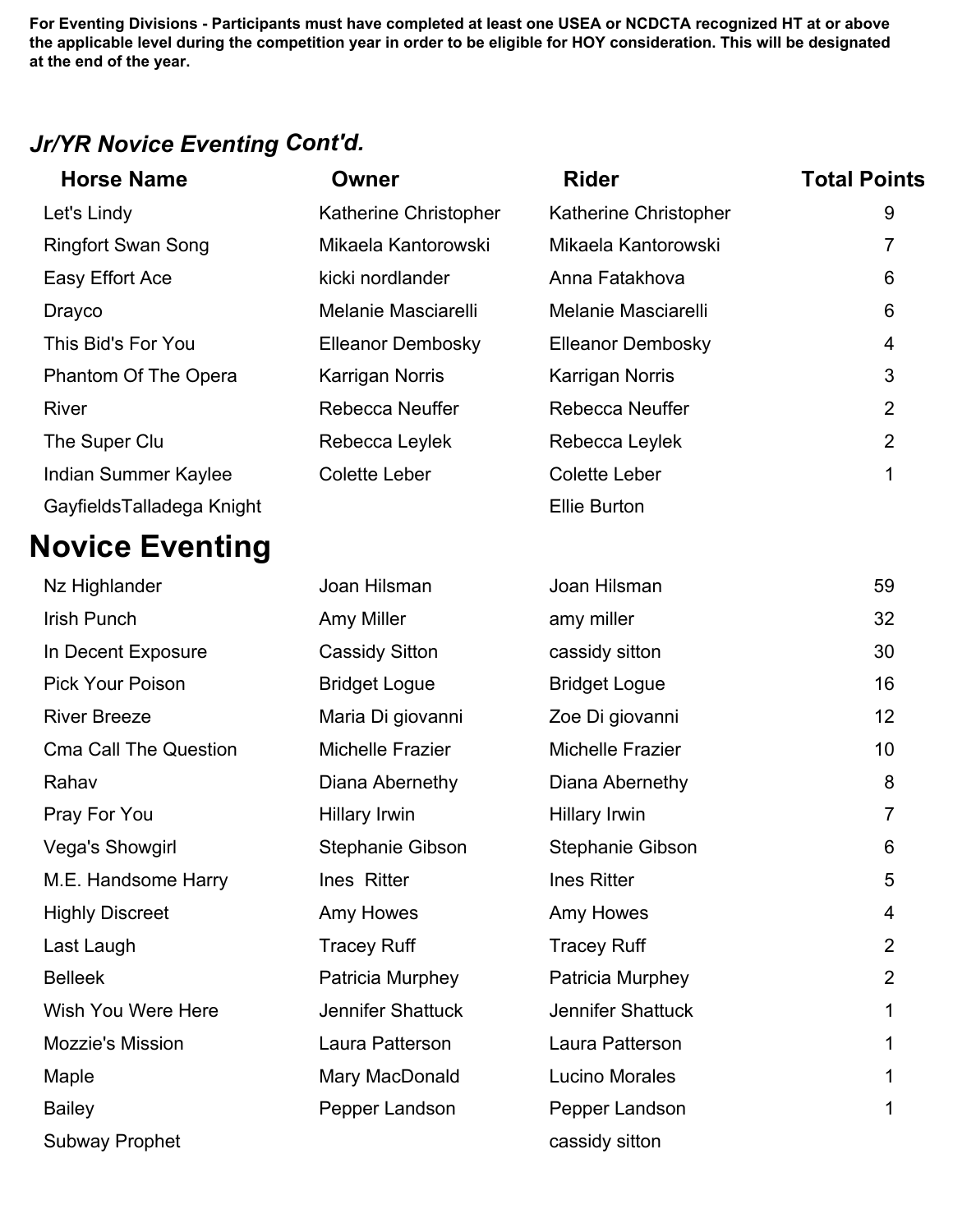**For Eventing Divisions - Participants must have completed at least one USEA or NCDCTA recognized HT at or above the applicable level during the competition year in order to be eligible for HOY consideration. This will be designated at the end of the year.**

### *Jr/YR Novice Eventing* Cont'd.

| Horse Name | Owner | Rider | Total Points |
|---|---|---|---|
| Let's Lindy | Katherine Christopher | Katherine Christopher | 9 |
| Ringfort Swan Song | Mikaela Kantorowski | Mikaela Kantorowski | 7 |
| Easy Effort Ace | kicki nordlander | Anna Fatakhova | 6 |
| Drayco | Melanie Masciarelli | Melanie Masciarelli | 6 |
| This Bid's For You | Elleanor Dembosky | Elleanor Dembosky | 4 |
| Phantom Of The Opera | Karrigan Norris | Karrigan Norris | 3 |
| River | Rebecca Neuffer | Rebecca Neuffer | 2 |
| The Super Clu | Rebecca Leylek | Rebecca Leylek | 2 |
| Indian Summer Kaylee | Colette Leber | Colette Leber | 1 |
| GayfieldsTalladega Knight | | Ellie Burton | |

## Novice Eventing

| Horse Name | Owner | Rider | Total Points |
|---|---|---|---|
| Nz Highlander | Joan Hilsman | Joan Hilsman | 59 |
| Irish Punch | Amy Miller | amy miller | 32 |
| In Decent Exposure | Cassidy Sitton | cassidy sitton | 30 |
| Pick Your Poison | Bridget Logue | Bridget Logue | 16 |
| River Breeze | Maria Di giovanni | Zoe Di giovanni | 12 |
| Cma Call The Question | Michelle Frazier | Michelle Frazier | 10 |
| Rahav | Diana Abernethy | Diana Abernethy | 8 |
| Pray For You | Hillary Irwin | Hillary Irwin | 7 |
| Vega's Showgirl | Stephanie Gibson | Stephanie Gibson | 6 |
| M.E. Handsome Harry | Ines Ritter | Ines Ritter | 5 |
| Highly Discreet | Amy Howes | Amy Howes | 4 |
| Last Laugh | Tracey Ruff | Tracey Ruff | 2 |
| Belleek | Patricia Murphey | Patricia Murphey | 2 |
| Wish You Were Here | Jennifer Shattuck | Jennifer Shattuck | 1 |
| Mozzie's Mission | Laura Patterson | Laura Patterson | 1 |
| Maple | Mary MacDonald | Lucino Morales | 1 |
| Bailey | Pepper Landson | Pepper Landson | 1 |
| Subway Prophet | | cassidy sitton | |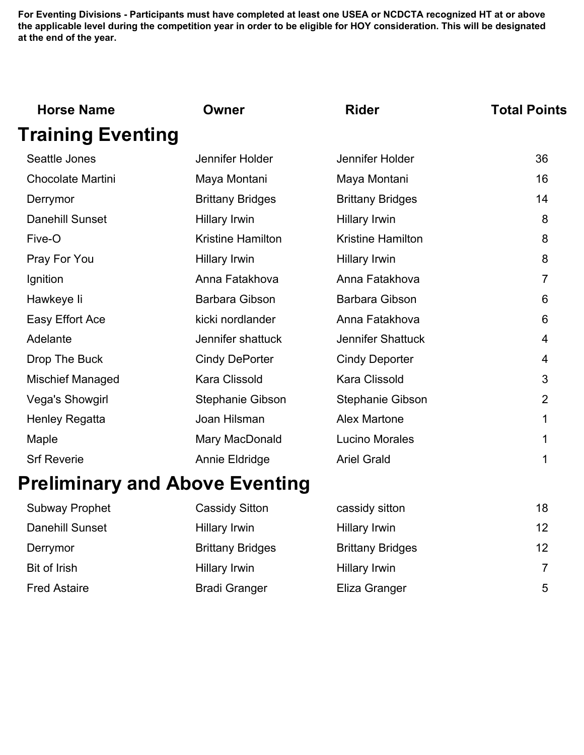**For Eventing Divisions - Participants must have completed at least one USEA or NCDCTA recognized HT at or above the applicable level during the competition year in order to be eligible for HOY consideration. This will be designated at the end of the year.**

| Horse Name | Owner | Rider | Total Points |
|---|---|---|---|
| **Training Eventing** | | | |
| Seattle Jones | Jennifer Holder | Jennifer Holder | 36 |
| Chocolate Martini | Maya Montani | Maya Montani | 16 |
| Derrymor | Brittany Bridges | Brittany Bridges | 14 |
| Danehill Sunset | Hillary Irwin | Hillary Irwin | 8 |
| Five-O | Kristine Hamilton | Kristine Hamilton | 8 |
| Pray For You | Hillary Irwin | Hillary Irwin | 8 |
| Ignition | Anna Fatakhova | Anna Fatakhova | 7 |
| Hawkeye Ii | Barbara Gibson | Barbara Gibson | 6 |
| Easy Effort Ace | kicki nordlander | Anna Fatakhova | 6 |
| Adelante | Jennifer shattuck | Jennifer Shattuck | 4 |
| Drop The Buck | Cindy DePorter | Cindy Deporter | 4 |
| Mischief Managed | Kara Clissold | Kara Clissold | 3 |
| Vega's Showgirl | Stephanie Gibson | Stephanie Gibson | 2 |
| Henley Regatta | Joan Hilsman | Alex Martone | 1 |
| Maple | Mary MacDonald | Lucino Morales | 1 |
| Srf Reverie | Annie Eldridge | Ariel Grald | 1 |
| **Preliminary and Above Eventing** | | | |
| Subway Prophet | Cassidy Sitton | cassidy sitton | 18 |
| Danehill Sunset | Hillary Irwin | Hillary Irwin | 12 |
| Derrymor | Brittany Bridges | Brittany Bridges | 12 |
| Bit of Irish | Hillary Irwin | Hillary Irwin | 7 |
| Fred Astaire | Bradi Granger | Eliza Granger | 5 |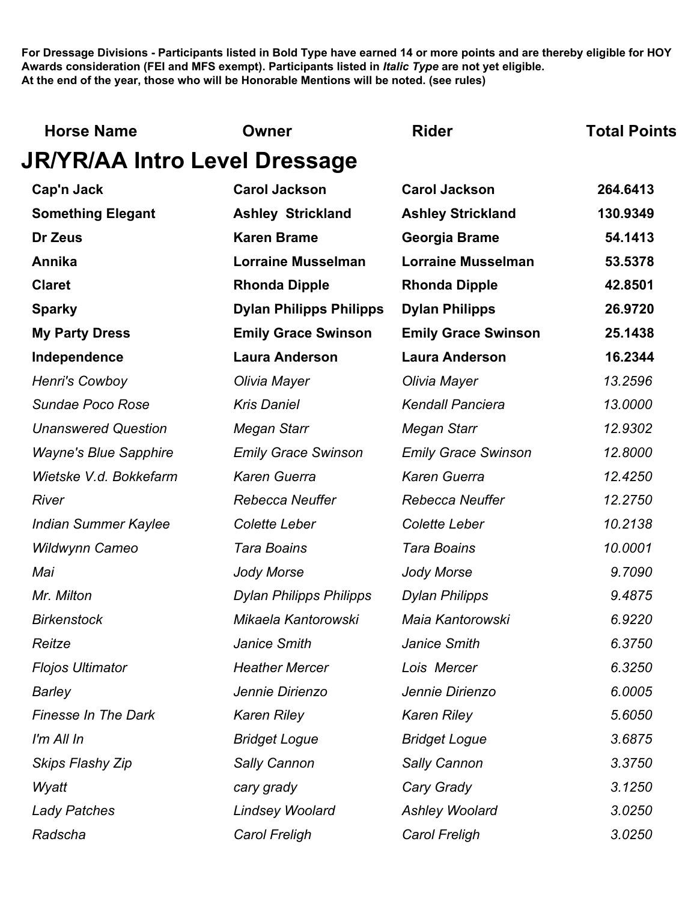**For Dressage Divisions - Participants listed in Bold Type have earned 14 or more points and are thereby eligible for HOY Awards consideration (FEI and MFS exempt). Participants listed in *Italic Type* are not yet eligible.**
**At the end of the year, those who will be Honorable Mentions will be noted. (see rules)**

| Horse Name | Owner | Rider | Total Points |
|---|---|---|---|

## JR/YR/AA Intro Level Dressage

| Horse Name | Owner | Rider | Total Points |
|---|---|---|---|
| **Cap'n Jack** | **Carol Jackson** | **Carol Jackson** | **264.6413** |
| **Something Elegant** | **Ashley Strickland** | **Ashley Strickland** | **130.9349** |
| **Dr Zeus** | **Karen Brame** | **Georgia Brame** | **54.1413** |
| **Annika** | **Lorraine Musselman** | **Lorraine Musselman** | **53.5378** |
| **Claret** | **Rhonda Dipple** | **Rhonda Dipple** | **42.8501** |
| **Sparky** | **Dylan Philipps Philipps** | **Dylan Philipps** | **26.9720** |
| **My Party Dress** | **Emily Grace Swinson** | **Emily Grace Swinson** | **25.1438** |
| **Independence** | **Laura Anderson** | **Laura Anderson** | **16.2344** |
| *Henri's Cowboy* | *Olivia Mayer* | *Olivia Mayer* | *13.2596* |
| *Sundae Poco Rose* | *Kris Daniel* | *Kendall Panciera* | *13.0000* |
| *Unanswered Question* | *Megan Starr* | *Megan Starr* | *12.9302* |
| *Wayne's Blue Sapphire* | *Emily Grace Swinson* | *Emily Grace Swinson* | *12.8000* |
| *Wietske V.d. Bokkefarm* | *Karen Guerra* | *Karen Guerra* | *12.4250* |
| *River* | *Rebecca Neuffer* | *Rebecca Neuffer* | *12.2750* |
| *Indian Summer Kaylee* | *Colette Leber* | *Colette Leber* | *10.2138* |
| *Wildwynn Cameo* | *Tara Boains* | *Tara Boains* | *10.0001* |
| *Mai* | *Jody Morse* | *Jody Morse* | *9.7090* |
| *Mr. Milton* | *Dylan Philipps Philipps* | *Dylan Philipps* | *9.4875* |
| *Birkenstock* | *Mikaela Kantorowski* | *Maia Kantorowski* | *6.9220* |
| *Reitze* | *Janice Smith* | *Janice Smith* | *6.3750* |
| *Flojos Ultimator* | *Heather Mercer* | *Lois Mercer* | *6.3250* |
| *Barley* | *Jennie Dirienzo* | *Jennie Dirienzo* | *6.0005* |
| *Finesse In The Dark* | *Karen Riley* | *Karen Riley* | *5.6050* |
| *I'm All In* | *Bridget Logue* | *Bridget Logue* | *3.6875* |
| *Skips Flashy Zip* | *Sally Cannon* | *Sally Cannon* | *3.3750* |
| *Wyatt* | *cary grady* | *Cary Grady* | *3.1250* |
| *Lady Patches* | *Lindsey Woolard* | *Ashley Woolard* | *3.0250* |
| *Radscha* | *Carol Freligh* | *Carol Freligh* | *3.0250* |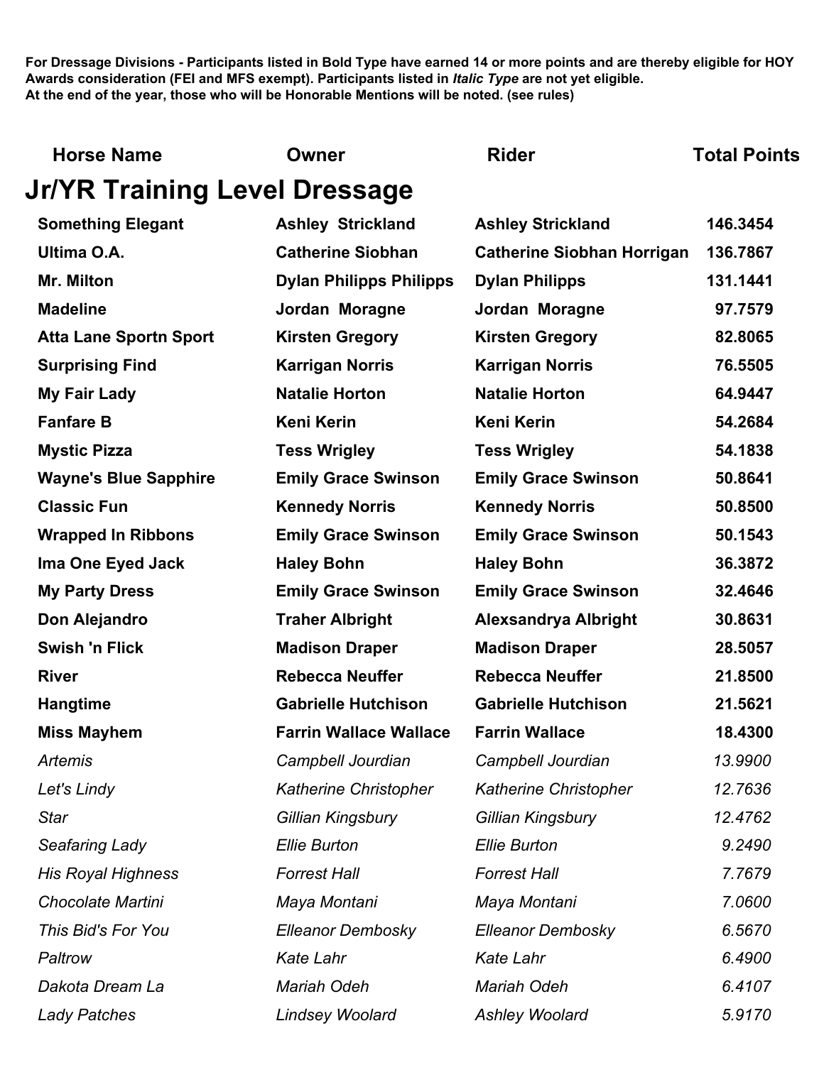**For Dressage Divisions - Participants listed in Bold Type have earned 14 or more points and are thereby eligible for HOY Awards consideration (FEI and MFS exempt). Participants listed in *Italic Type* are not yet eligible.**
**At the end of the year, those who will be Honorable Mentions will be noted. (see rules)**

| Horse Name | Owner | Rider | Total Points |
|---|---|---|---|

## Jr/YR Training Level Dressage

| Horse Name | Owner | Rider | Total Points |
|---|---|---|---|
| **Something Elegant** | **Ashley  Strickland** | **Ashley Strickland** | **146.3454** |
| **Ultima O.A.** | **Catherine Siobhan** | **Catherine Siobhan Horrigan** | **136.7867** |
| **Mr. Milton** | **Dylan Philipps Philipps** | **Dylan Philipps** | **131.1441** |
| **Madeline** | **Jordan  Moragne** | **Jordan  Moragne** | **97.7579** |
| **Atta Lane Sportn Sport** | **Kirsten Gregory** | **Kirsten Gregory** | **82.8065** |
| **Surprising Find** | **Karrigan Norris** | **Karrigan Norris** | **76.5505** |
| **My Fair Lady** | **Natalie Horton** | **Natalie Horton** | **64.9447** |
| **Fanfare B** | **Keni Kerin** | **Keni Kerin** | **54.2684** |
| **Mystic Pizza** | **Tess Wrigley** | **Tess Wrigley** | **54.1838** |
| **Wayne's Blue Sapphire** | **Emily Grace Swinson** | **Emily Grace Swinson** | **50.8641** |
| **Classic Fun** | **Kennedy Norris** | **Kennedy Norris** | **50.8500** |
| **Wrapped In Ribbons** | **Emily Grace Swinson** | **Emily Grace Swinson** | **50.1543** |
| **Ima One Eyed Jack** | **Haley Bohn** | **Haley Bohn** | **36.3872** |
| **My Party Dress** | **Emily Grace Swinson** | **Emily Grace Swinson** | **32.4646** |
| **Don Alejandro** | **Traher Albright** | **Alexsandrya Albright** | **30.8631** |
| **Swish 'n Flick** | **Madison Draper** | **Madison Draper** | **28.5057** |
| **River** | **Rebecca Neuffer** | **Rebecca Neuffer** | **21.8500** |
| **Hangtime** | **Gabrielle Hutchison** | **Gabrielle Hutchison** | **21.5621** |
| **Miss Mayhem** | **Farrin Wallace Wallace** | **Farrin Wallace** | **18.4300** |
| *Artemis* | *Campbell Jourdian* | *Campbell Jourdian* | *13.9900* |
| *Let's Lindy* | *Katherine Christopher* | *Katherine Christopher* | *12.7636* |
| *Star* | *Gillian Kingsbury* | *Gillian Kingsbury* | *12.4762* |
| *Seafaring Lady* | *Ellie Burton* | *Ellie Burton* | *9.2490* |
| *His Royal Highness* | *Forrest Hall* | *Forrest Hall* | *7.7679* |
| *Chocolate Martini* | *Maya Montani* | *Maya Montani* | *7.0600* |
| *This Bid's For You* | *Elleanor Dembosky* | *Elleanor Dembosky* | *6.5670* |
| *Paltrow* | *Kate Lahr* | *Kate Lahr* | *6.4900* |
| *Dakota Dream La* | *Mariah Odeh* | *Mariah Odeh* | *6.4107* |
| *Lady Patches* | *Lindsey Woolard* | *Ashley Woolard* | *5.9170* |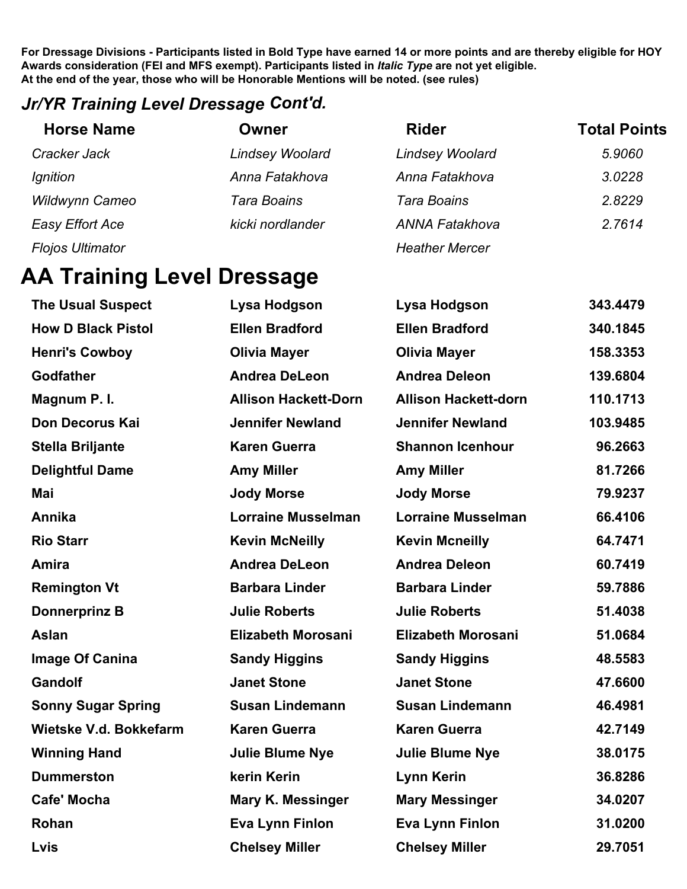**For Dressage Divisions - Participants listed in Bold Type have earned 14 or more points and are thereby eligible for HOY Awards consideration (FEI and MFS exempt). Participants listed in *Italic Type* are not yet eligible.**
**At the end of the year, those who will be Honorable Mentions will be noted. (see rules)**

## *Jr/YR Training Level Dressage* Cont'd.

| Horse Name | Owner | Rider | Total Points |
|---|---|---|---|
| *Cracker Jack* | *Lindsey Woolard* | *Lindsey Woolard* | *5.9060* |
| *Ignition* | *Anna Fatakhova* | *Anna Fatakhova* | *3.0228* |
| *Wildwynn Cameo* | *Tara Boains* | *Tara Boains* | *2.8229* |
| *Easy Effort Ace* | *kicki nordlander* | *ANNA Fatakhova* | *2.7614* |
| *Flojos Ultimator* | | *Heather Mercer* | |

# AA Training Level Dressage

| | | | |
|---|---|---|---|
| **The Usual Suspect** | **Lysa Hodgson** | **Lysa Hodgson** | **343.4479** |
| **How D Black Pistol** | **Ellen Bradford** | **Ellen Bradford** | **340.1845** |
| **Henri's Cowboy** | **Olivia Mayer** | **Olivia Mayer** | **158.3353** |
| **Godfather** | **Andrea DeLeon** | **Andrea Deleon** | **139.6804** |
| **Magnum P. I.** | **Allison Hackett-Dorn** | **Allison Hackett-dorn** | **110.1713** |
| **Don Decorus Kai** | **Jennifer Newland** | **Jennifer Newland** | **103.9485** |
| **Stella Briljante** | **Karen Guerra** | **Shannon Icenhour** | **96.2663** |
| **Delightful Dame** | **Amy Miller** | **Amy Miller** | **81.7266** |
| **Mai** | **Jody Morse** | **Jody Morse** | **79.9237** |
| **Annika** | **Lorraine Musselman** | **Lorraine Musselman** | **66.4106** |
| **Rio Starr** | **Kevin McNeilly** | **Kevin Mcneilly** | **64.7471** |
| **Amira** | **Andrea DeLeon** | **Andrea Deleon** | **60.7419** |
| **Remington Vt** | **Barbara Linder** | **Barbara Linder** | **59.7886** |
| **Donnerprinz B** | **Julie Roberts** | **Julie Roberts** | **51.4038** |
| **Aslan** | **Elizabeth Morosani** | **Elizabeth Morosani** | **51.0684** |
| **Image Of Canina** | **Sandy Higgins** | **Sandy Higgins** | **48.5583** |
| **Gandolf** | **Janet Stone** | **Janet Stone** | **47.6600** |
| **Sonny Sugar Spring** | **Susan Lindemann** | **Susan Lindemann** | **46.4981** |
| **Wietske V.d. Bokkefarm** | **Karen Guerra** | **Karen Guerra** | **42.7149** |
| **Winning Hand** | **Julie Blume Nye** | **Julie Blume Nye** | **38.0175** |
| **Dummerston** | **kerin Kerin** | **Lynn Kerin** | **36.8286** |
| **Cafe' Mocha** | **Mary K. Messinger** | **Mary Messinger** | **34.0207** |
| **Rohan** | **Eva Lynn Finlon** | **Eva Lynn Finlon** | **31.0200** |
| **Lvis** | **Chelsey Miller** | **Chelsey Miller** | **29.7051** |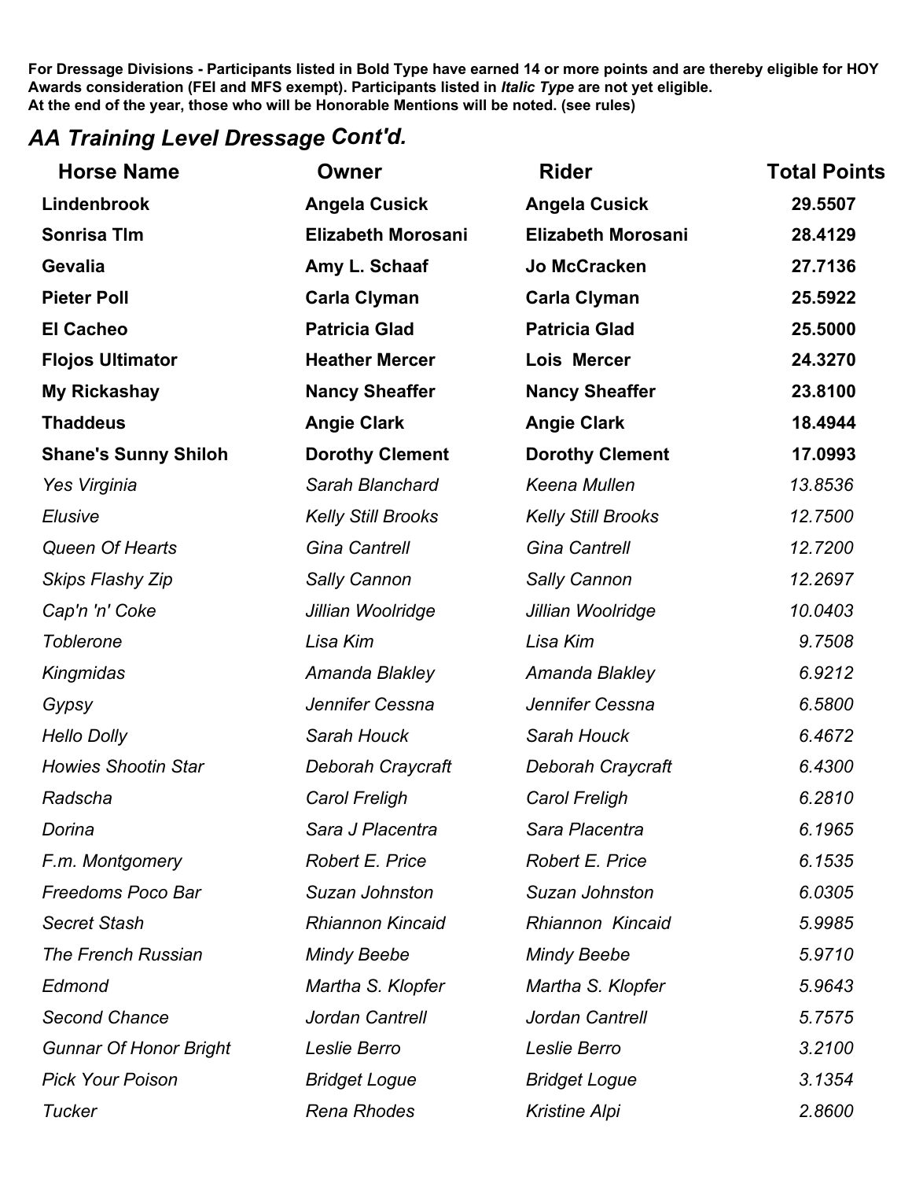**For Dressage Divisions - Participants listed in Bold Type have earned 14 or more points and are thereby eligible for HOY Awards consideration (FEI and MFS exempt). Participants listed in *Italic Type* are not yet eligible.**
**At the end of the year, those who will be Honorable Mentions will be noted. (see rules)**

## *AA Training Level Dressage* Cont'd.

| Horse Name | Owner | Rider | Total Points |
|---|---|---|---|
| **Lindenbrook** | **Angela Cusick** | **Angela Cusick** | **29.5507** |
| **Sonrisa Tlm** | **Elizabeth Morosani** | **Elizabeth Morosani** | **28.4129** |
| **Gevalia** | **Amy L. Schaaf** | **Jo McCracken** | **27.7136** |
| **Pieter Poll** | **Carla Clyman** | **Carla Clyman** | **25.5922** |
| **El Cacheo** | **Patricia Glad** | **Patricia Glad** | **25.5000** |
| **Flojos Ultimator** | **Heather Mercer** | **Lois Mercer** | **24.3270** |
| **My Rickashay** | **Nancy Sheaffer** | **Nancy Sheaffer** | **23.8100** |
| **Thaddeus** | **Angie Clark** | **Angie Clark** | **18.4944** |
| **Shane's Sunny Shiloh** | **Dorothy Clement** | **Dorothy Clement** | **17.0993** |
| *Yes Virginia* | *Sarah Blanchard* | *Keena Mullen* | *13.8536* |
| *Elusive* | *Kelly Still Brooks* | *Kelly Still Brooks* | *12.7500* |
| *Queen Of Hearts* | *Gina Cantrell* | *Gina Cantrell* | *12.7200* |
| *Skips Flashy Zip* | *Sally Cannon* | *Sally Cannon* | *12.2697* |
| *Cap'n 'n' Coke* | *Jillian Woolridge* | *Jillian Woolridge* | *10.0403* |
| *Toblerone* | *Lisa Kim* | *Lisa Kim* | *9.7508* |
| *Kingmidas* | *Amanda Blakley* | *Amanda Blakley* | *6.9212* |
| *Gypsy* | *Jennifer Cessna* | *Jennifer Cessna* | *6.5800* |
| *Hello Dolly* | *Sarah Houck* | *Sarah Houck* | *6.4672* |
| *Howies Shootin Star* | *Deborah Craycraft* | *Deborah Craycraft* | *6.4300* |
| *Radscha* | *Carol Freligh* | *Carol Freligh* | *6.2810* |
| *Dorina* | *Sara J Placentra* | *Sara Placentra* | *6.1965* |
| *F.m. Montgomery* | *Robert E. Price* | *Robert E. Price* | *6.1535* |
| *Freedoms Poco Bar* | *Suzan Johnston* | *Suzan Johnston* | *6.0305* |
| *Secret Stash* | *Rhiannon Kincaid* | *Rhiannon Kincaid* | *5.9985* |
| *The French Russian* | *Mindy Beebe* | *Mindy Beebe* | *5.9710* |
| *Edmond* | *Martha S. Klopfer* | *Martha S. Klopfer* | *5.9643* |
| *Second Chance* | *Jordan Cantrell* | *Jordan Cantrell* | *5.7575* |
| *Gunnar Of Honor Bright* | *Leslie Berro* | *Leslie Berro* | *3.2100* |
| *Pick Your Poison* | *Bridget Logue* | *Bridget Logue* | *3.1354* |
| *Tucker* | *Rena Rhodes* | *Kristine Alpi* | *2.8600* |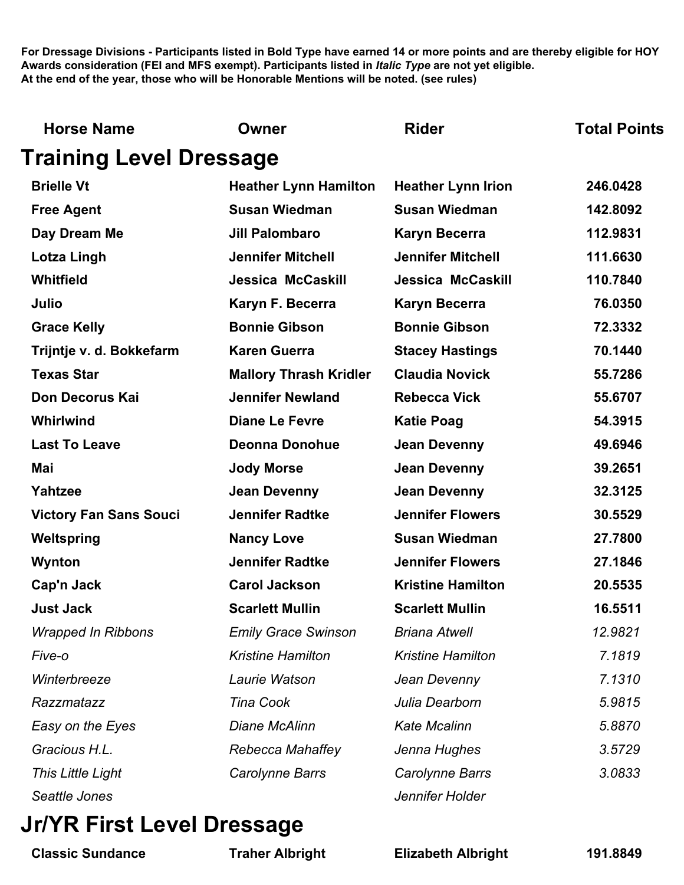**For Dressage Divisions - Participants listed in Bold Type have earned 14 or more points and are thereby eligible for HOY Awards consideration (FEI and MFS exempt). Participants listed in *Italic Type* are not yet eligible. At the end of the year, those who will be Honorable Mentions will be noted. (see rules)**

## Training Level Dressage

| Horse Name | Owner | Rider | Total Points |
|---|---|---|---|
| **Brielle Vt** | **Heather Lynn Hamilton** | **Heather Lynn Irion** | **246.0428** |
| **Free Agent** | **Susan Wiedman** | **Susan Wiedman** | **142.8092** |
| **Day Dream Me** | **Jill Palombaro** | **Karyn Becerra** | **112.9831** |
| **Lotza Lingh** | **Jennifer Mitchell** | **Jennifer Mitchell** | **111.6630** |
| **Whitfield** | **Jessica McCaskill** | **Jessica McCaskill** | **110.7840** |
| **Julio** | **Karyn F. Becerra** | **Karyn Becerra** | **76.0350** |
| **Grace Kelly** | **Bonnie Gibson** | **Bonnie Gibson** | **72.3332** |
| **Trijntje v. d. Bokkefarm** | **Karen Guerra** | **Stacey Hastings** | **70.1440** |
| **Texas Star** | **Mallory Thrash Kridler** | **Claudia Novick** | **55.7286** |
| **Don Decorus Kai** | **Jennifer Newland** | **Rebecca Vick** | **55.6707** |
| **Whirlwind** | **Diane Le Fevre** | **Katie Poag** | **54.3915** |
| **Last To Leave** | **Deonna Donohue** | **Jean Devenny** | **49.6946** |
| **Mai** | **Jody Morse** | **Jean Devenny** | **39.2651** |
| **Yahtzee** | **Jean Devenny** | **Jean Devenny** | **32.3125** |
| **Victory Fan Sans Souci** | **Jennifer Radtke** | **Jennifer Flowers** | **30.5529** |
| **Weltspring** | **Nancy Love** | **Susan Wiedman** | **27.7800** |
| **Wynton** | **Jennifer Radtke** | **Jennifer Flowers** | **27.1846** |
| **Cap'n Jack** | **Carol Jackson** | **Kristine Hamilton** | **20.5535** |
| **Just Jack** | **Scarlett Mullin** | **Scarlett Mullin** | **16.5511** |
| *Wrapped In Ribbons* | *Emily Grace Swinson* | *Briana Atwell* | *12.9821* |
| *Five-o* | *Kristine Hamilton* | *Kristine Hamilton* | *7.1819* |
| *Winterbreeze* | *Laurie Watson* | *Jean Devenny* | *7.1310* |
| *Razzmatazz* | *Tina Cook* | *Julia Dearborn* | *5.9815* |
| *Easy on the Eyes* | *Diane McAlinn* | *Kate Mcalinn* | *5.8870* |
| *Gracious H.L.* | *Rebecca Mahaffey* | *Jenna Hughes* | *3.5729* |
| *This Little Light* | *Carolynne Barrs* | *Carolynne Barrs* | *3.0833* |
| *Seattle Jones* | | *Jennifer Holder* | |

## Jr/YR First Level Dressage

| Horse Name | Owner | Rider | Total Points |
|---|---|---|---|
| **Classic Sundance** | **Traher Albright** | **Elizabeth Albright** | **191.8849** |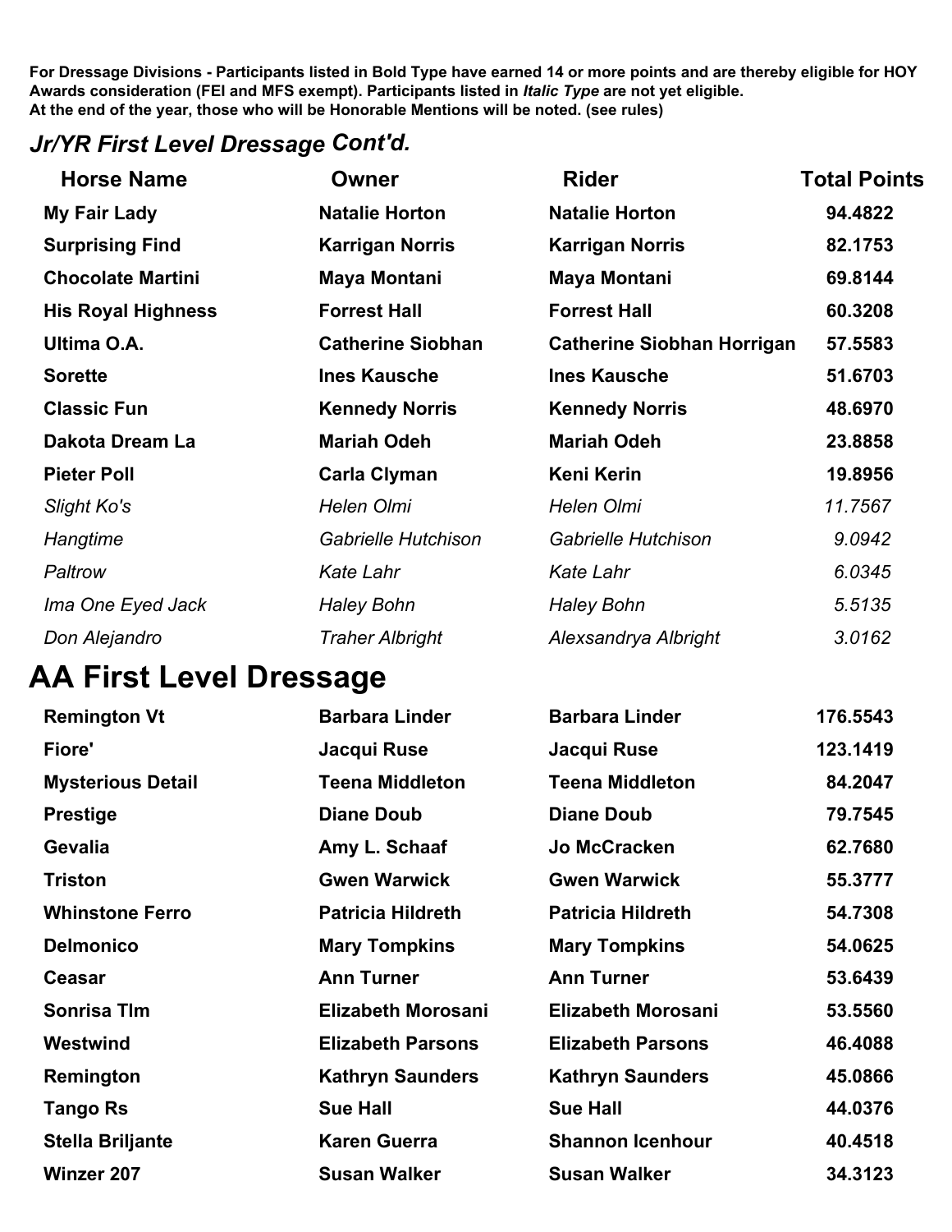**For Dressage Divisions - Participants listed in Bold Type have earned 14 or more points and are thereby eligible for HOY Awards consideration (FEI and MFS exempt). Participants listed in *Italic Type* are not yet eligible.**
**At the end of the year, those who will be Honorable Mentions will be noted. (see rules)**

## *Jr/YR First Level Dressage* Cont'd.

| Horse Name | Owner | Rider | Total Points |
|---|---|---|---|
| **My Fair Lady** | **Natalie Horton** | **Natalie Horton** | **94.4822** |
| **Surprising Find** | **Karrigan Norris** | **Karrigan Norris** | **82.1753** |
| **Chocolate Martini** | **Maya Montani** | **Maya Montani** | **69.8144** |
| **His Royal Highness** | **Forrest Hall** | **Forrest Hall** | **60.3208** |
| **Ultima O.A.** | **Catherine Siobhan** | **Catherine Siobhan Horrigan** | **57.5583** |
| **Sorette** | **Ines Kausche** | **Ines Kausche** | **51.6703** |
| **Classic Fun** | **Kennedy Norris** | **Kennedy Norris** | **48.6970** |
| **Dakota Dream La** | **Mariah Odeh** | **Mariah Odeh** | **23.8858** |
| **Pieter Poll** | **Carla Clyman** | **Keni Kerin** | **19.8956** |
| *Slight Ko's* | *Helen Olmi* | *Helen Olmi* | *11.7567* |
| *Hangtime* | *Gabrielle Hutchison* | *Gabrielle Hutchison* | *9.0942* |
| *Paltrow* | *Kate Lahr* | *Kate Lahr* | *6.0345* |
| *Ima One Eyed Jack* | *Haley Bohn* | *Haley Bohn* | *5.5135* |
| *Don Alejandro* | *Traher Albright* | *Alexsandrya Albright* | *3.0162* |

# AA First Level Dressage

| Horse Name | Owner | Rider | Total Points |
|---|---|---|---|
| **Remington Vt** | **Barbara Linder** | **Barbara Linder** | **176.5543** |
| **Fiore'** | **Jacqui Ruse** | **Jacqui Ruse** | **123.1419** |
| **Mysterious Detail** | **Teena Middleton** | **Teena Middleton** | **84.2047** |
| **Prestige** | **Diane Doub** | **Diane Doub** | **79.7545** |
| **Gevalia** | **Amy L. Schaaf** | **Jo McCracken** | **62.7680** |
| **Triston** | **Gwen Warwick** | **Gwen Warwick** | **55.3777** |
| **Whinstone Ferro** | **Patricia Hildreth** | **Patricia Hildreth** | **54.7308** |
| **Delmonico** | **Mary Tompkins** | **Mary Tompkins** | **54.0625** |
| **Ceasar** | **Ann Turner** | **Ann Turner** | **53.6439** |
| **Sonrisa Tlm** | **Elizabeth Morosani** | **Elizabeth Morosani** | **53.5560** |
| **Westwind** | **Elizabeth Parsons** | **Elizabeth Parsons** | **46.4088** |
| **Remington** | **Kathryn Saunders** | **Kathryn Saunders** | **45.0866** |
| **Tango Rs** | **Sue Hall** | **Sue Hall** | **44.0376** |
| **Stella Briljante** | **Karen Guerra** | **Shannon Icenhour** | **40.4518** |
| **Winzer 207** | **Susan Walker** | **Susan Walker** | **34.3123** |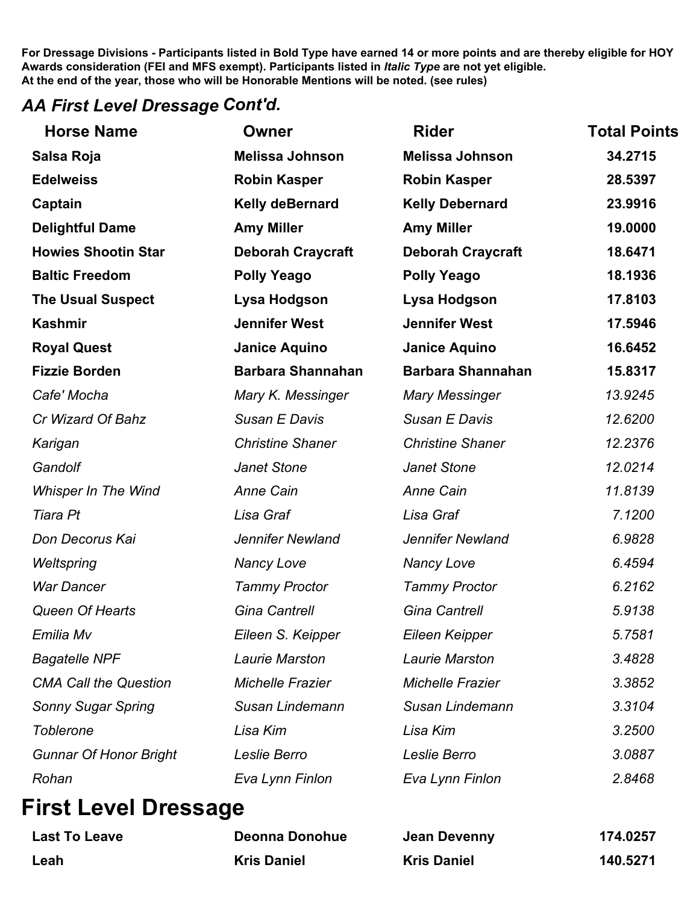**For Dressage Divisions - Participants listed in Bold Type have earned 14 or more points and are thereby eligible for HOY Awards consideration (FEI and MFS exempt). Participants listed in *Italic Type* are not yet eligible.**
**At the end of the year, those who will be Honorable Mentions will be noted. (see rules)**

## *AA First Level Dressage* Cont'd.

| Horse Name | Owner | Rider | Total Points |
|---|---|---|---|
| **Salsa Roja** | **Melissa Johnson** | **Melissa Johnson** | **34.2715** |
| **Edelweiss** | **Robin Kasper** | **Robin Kasper** | **28.5397** |
| **Captain** | **Kelly deBernard** | **Kelly Debernard** | **23.9916** |
| **Delightful Dame** | **Amy Miller** | **Amy Miller** | **19.0000** |
| **Howies Shootin Star** | **Deborah Craycraft** | **Deborah Craycraft** | **18.6471** |
| **Baltic Freedom** | **Polly Yeago** | **Polly Yeago** | **18.1936** |
| **The Usual Suspect** | **Lysa Hodgson** | **Lysa Hodgson** | **17.8103** |
| **Kashmir** | **Jennifer West** | **Jennifer West** | **17.5946** |
| **Royal Quest** | **Janice Aquino** | **Janice Aquino** | **16.6452** |
| **Fizzie Borden** | **Barbara Shannahan** | **Barbara Shannahan** | **15.8317** |
| *Cafe' Mocha* | *Mary K. Messinger* | *Mary Messinger* | *13.9245* |
| *Cr Wizard Of Bahz* | *Susan E Davis* | *Susan E Davis* | *12.6200* |
| *Karigan* | *Christine Shaner* | *Christine Shaner* | *12.2376* |
| *Gandolf* | *Janet Stone* | *Janet Stone* | *12.0214* |
| *Whisper In The Wind* | *Anne Cain* | *Anne Cain* | *11.8139* |
| *Tiara Pt* | *Lisa Graf* | *Lisa Graf* | *7.1200* |
| *Don Decorus Kai* | *Jennifer Newland* | *Jennifer Newland* | *6.9828* |
| *Weltspring* | *Nancy Love* | *Nancy Love* | *6.4594* |
| *War Dancer* | *Tammy Proctor* | *Tammy Proctor* | *6.2162* |
| *Queen Of Hearts* | *Gina Cantrell* | *Gina Cantrell* | *5.9138* |
| *Emilia Mv* | *Eileen S. Keipper* | *Eileen Keipper* | *5.7581* |
| *Bagatelle NPF* | *Laurie Marston* | *Laurie Marston* | *3.4828* |
| *CMA Call the Question* | *Michelle Frazier* | *Michelle Frazier* | *3.3852* |
| *Sonny Sugar Spring* | *Susan Lindemann* | *Susan Lindemann* | *3.3104* |
| *Toblerone* | *Lisa Kim* | *Lisa Kim* | *3.2500* |
| *Gunnar Of Honor Bright* | *Leslie Berro* | *Leslie Berro* | *3.0887* |
| *Rohan* | *Eva Lynn Finlon* | *Eva Lynn Finlon* | *2.8468* |

# First Level Dressage

| | | | |
|---|---|---|---|
| **Last To Leave** | **Deonna Donohue** | **Jean Devenny** | **174.0257** |
| **Leah** | **Kris Daniel** | **Kris Daniel** | **140.5271** |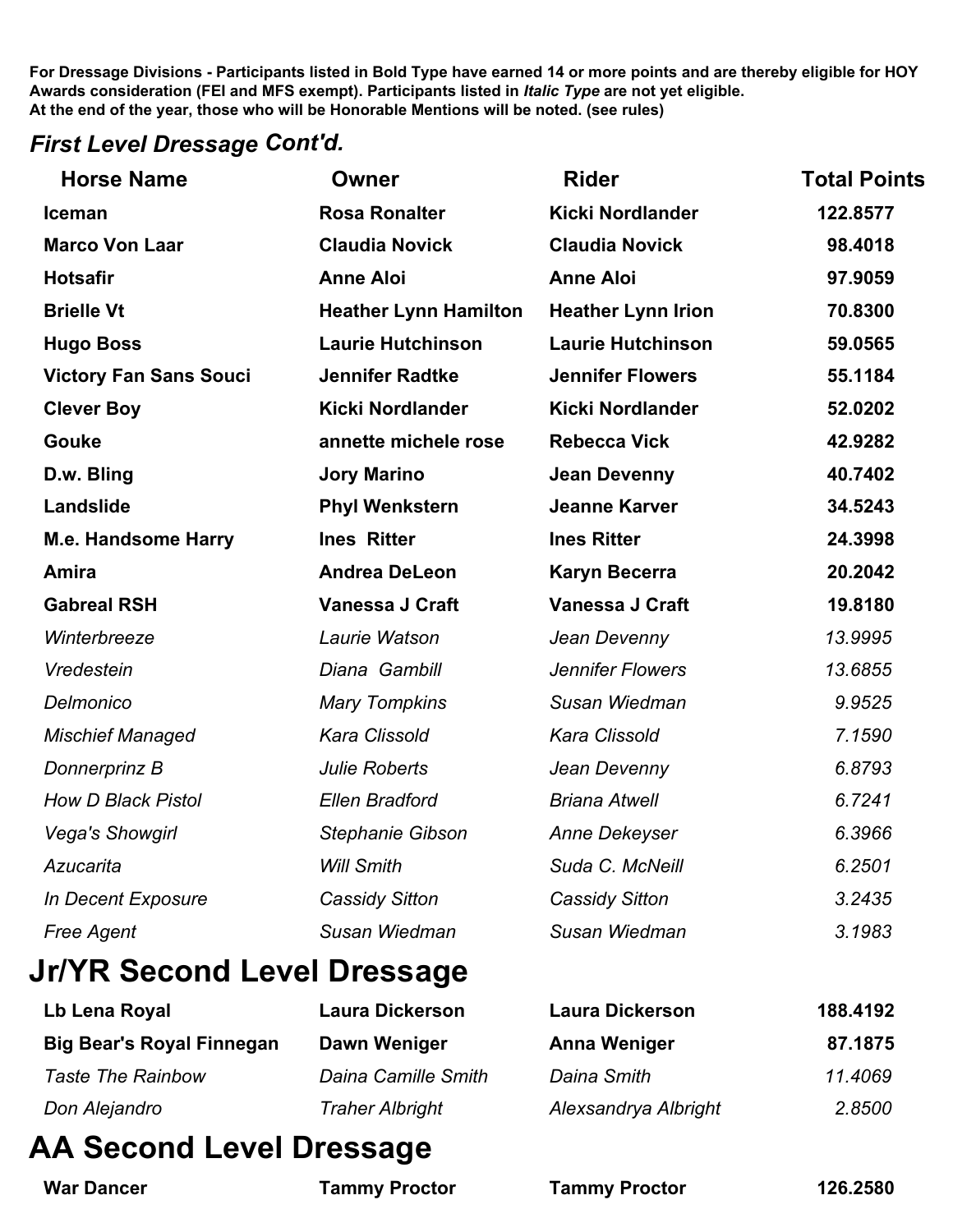**For Dressage Divisions - Participants listed in Bold Type have earned 14 or more points and are thereby eligible for HOY Awards consideration (FEI and MFS exempt). Participants listed in *Italic Type* are not yet eligible.**
**At the end of the year, those who will be Honorable Mentions will be noted. (see rules)**

## *First Level Dressage* Cont'd.

| Horse Name | Owner | Rider | Total Points |
|---|---|---|---|
| **Iceman** | **Rosa Ronalter** | **Kicki Nordlander** | **122.8577** |
| **Marco Von Laar** | **Claudia Novick** | **Claudia Novick** | **98.4018** |
| **Hotsafir** | **Anne Aloi** | **Anne Aloi** | **97.9059** |
| **Brielle Vt** | **Heather Lynn Hamilton** | **Heather Lynn Irion** | **70.8300** |
| **Hugo Boss** | **Laurie Hutchinson** | **Laurie Hutchinson** | **59.0565** |
| **Victory Fan Sans Souci** | **Jennifer Radtke** | **Jennifer Flowers** | **55.1184** |
| **Clever Boy** | **Kicki Nordlander** | **Kicki Nordlander** | **52.0202** |
| **Gouke** | **annette michele rose** | **Rebecca Vick** | **42.9282** |
| **D.w. Bling** | **Jory Marino** | **Jean Devenny** | **40.7402** |
| **Landslide** | **Phyl Wenkstern** | **Jeanne Karver** | **34.5243** |
| **M.e. Handsome Harry** | **Ines Ritter** | **Ines Ritter** | **24.3998** |
| **Amira** | **Andrea DeLeon** | **Karyn Becerra** | **20.2042** |
| **Gabreal RSH** | **Vanessa J Craft** | **Vanessa J Craft** | **19.8180** |
| *Winterbreeze* | *Laurie Watson* | *Jean Devenny* | *13.9995* |
| *Vredestein* | *Diana Gambill* | *Jennifer Flowers* | *13.6855* |
| *Delmonico* | *Mary Tompkins* | *Susan Wiedman* | *9.9525* |
| *Mischief Managed* | *Kara Clissold* | *Kara Clissold* | *7.1590* |
| *Donnerprinz B* | *Julie Roberts* | *Jean Devenny* | *6.8793* |
| *How D Black Pistol* | *Ellen Bradford* | *Briana Atwell* | *6.7241* |
| *Vega's Showgirl* | *Stephanie Gibson* | *Anne Dekeyser* | *6.3966* |
| *Azucarita* | *Will Smith* | *Suda C. McNeill* | *6.2501* |
| *In Decent Exposure* | *Cassidy Sitton* | *Cassidy Sitton* | *3.2435* |
| *Free Agent* | *Susan Wiedman* | *Susan Wiedman* | *3.1983* |

## Jr/YR Second Level Dressage

| Horse Name | Owner | Rider | Total Points |
|---|---|---|---|
| **Lb Lena Royal** | **Laura Dickerson** | **Laura Dickerson** | **188.4192** |
| **Big Bear's Royal Finnegan** | **Dawn Weniger** | **Anna Weniger** | **87.1875** |
| *Taste The Rainbow* | *Daina Camille Smith* | *Daina Smith* | *11.4069* |
| *Don Alejandro* | *Traher Albright* | *Alexsandrya Albright* | *2.8500* |

## AA Second Level Dressage

| Horse Name | Owner | Rider | Total Points |
|---|---|---|---|
| **War Dancer** | **Tammy Proctor** | **Tammy Proctor** | **126.2580** |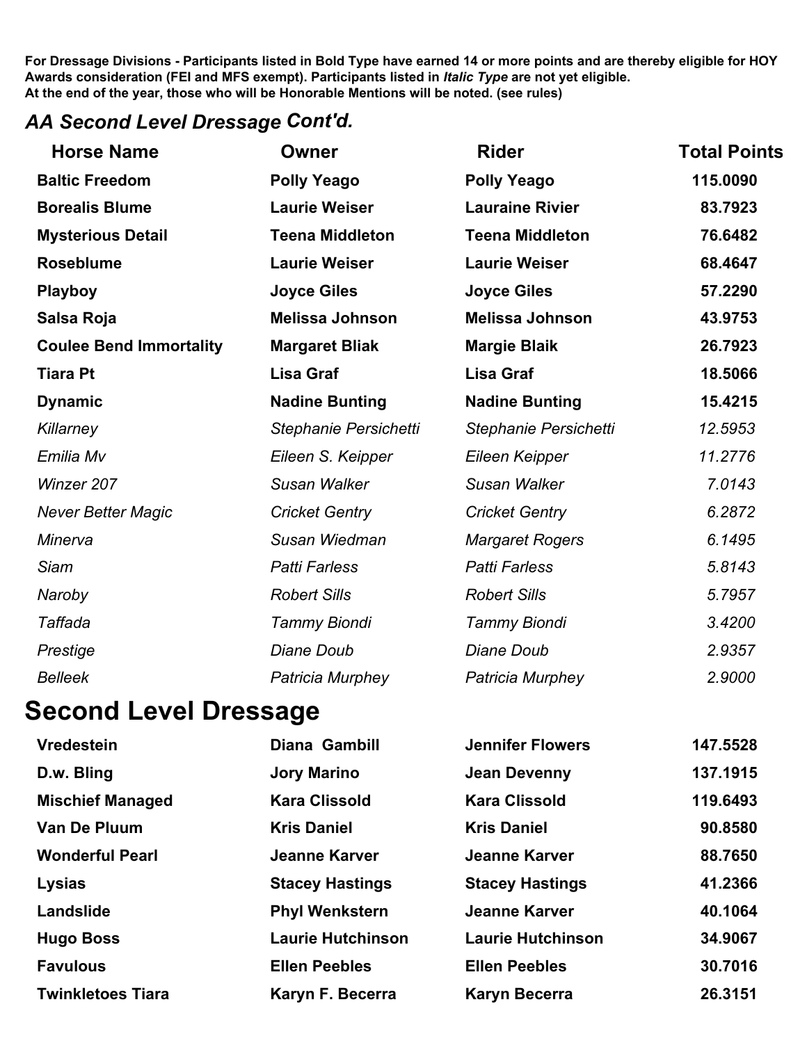**For Dressage Divisions - Participants listed in Bold Type have earned 14 or more points and are thereby eligible for HOY Awards consideration (FEI and MFS exempt). Participants listed in *Italic Type* are not yet eligible.**
**At the end of the year, those who will be Honorable Mentions will be noted. (see rules)**

## *AA Second Level Dressage* Cont'd.

| Horse Name | Owner | Rider | Total Points |
|---|---|---|---|
| **Baltic Freedom** | **Polly Yeago** | **Polly Yeago** | **115.0090** |
| **Borealis Blume** | **Laurie Weiser** | **Lauraine Rivier** | **83.7923** |
| **Mysterious Detail** | **Teena Middleton** | **Teena Middleton** | **76.6482** |
| **Roseblume** | **Laurie Weiser** | **Laurie Weiser** | **68.4647** |
| **Playboy** | **Joyce Giles** | **Joyce Giles** | **57.2290** |
| **Salsa Roja** | **Melissa Johnson** | **Melissa Johnson** | **43.9753** |
| **Coulee Bend Immortality** | **Margaret Bliak** | **Margie Blaik** | **26.7923** |
| **Tiara Pt** | **Lisa Graf** | **Lisa Graf** | **18.5066** |
| **Dynamic** | **Nadine Bunting** | **Nadine Bunting** | **15.4215** |
| *Killarney* | *Stephanie Persichetti* | *Stephanie Persichetti* | *12.5953* |
| *Emilia Mv* | *Eileen S. Keipper* | *Eileen Keipper* | *11.2776* |
| *Winzer 207* | *Susan Walker* | *Susan Walker* | *7.0143* |
| *Never Better Magic* | *Cricket Gentry* | *Cricket Gentry* | *6.2872* |
| *Minerva* | *Susan Wiedman* | *Margaret Rogers* | *6.1495* |
| *Siam* | *Patti Farless* | *Patti Farless* | *5.8143* |
| *Naroby* | *Robert Sills* | *Robert Sills* | *5.7957* |
| *Taffada* | *Tammy Biondi* | *Tammy Biondi* | *3.4200* |
| *Prestige* | *Diane Doub* | *Diane Doub* | *2.9357* |
| *Belleek* | *Patricia Murphey* | *Patricia Murphey* | *2.9000* |

## Second Level Dressage

| Horse Name | Owner | Rider | Total Points |
|---|---|---|---|
| **Vredestein** | **Diana Gambill** | **Jennifer Flowers** | **147.5528** |
| **D.w. Bling** | **Jory Marino** | **Jean Devenny** | **137.1915** |
| **Mischief Managed** | **Kara Clissold** | **Kara Clissold** | **119.6493** |
| **Van De Pluum** | **Kris Daniel** | **Kris Daniel** | **90.8580** |
| **Wonderful Pearl** | **Jeanne Karver** | **Jeanne Karver** | **88.7650** |
| **Lysias** | **Stacey Hastings** | **Stacey Hastings** | **41.2366** |
| **Landslide** | **Phyl Wenkstern** | **Jeanne Karver** | **40.1064** |
| **Hugo Boss** | **Laurie Hutchinson** | **Laurie Hutchinson** | **34.9067** |
| **Favulous** | **Ellen Peebles** | **Ellen Peebles** | **30.7016** |
| **Twinkletoes Tiara** | **Karyn F. Becerra** | **Karyn Becerra** | **26.3151** |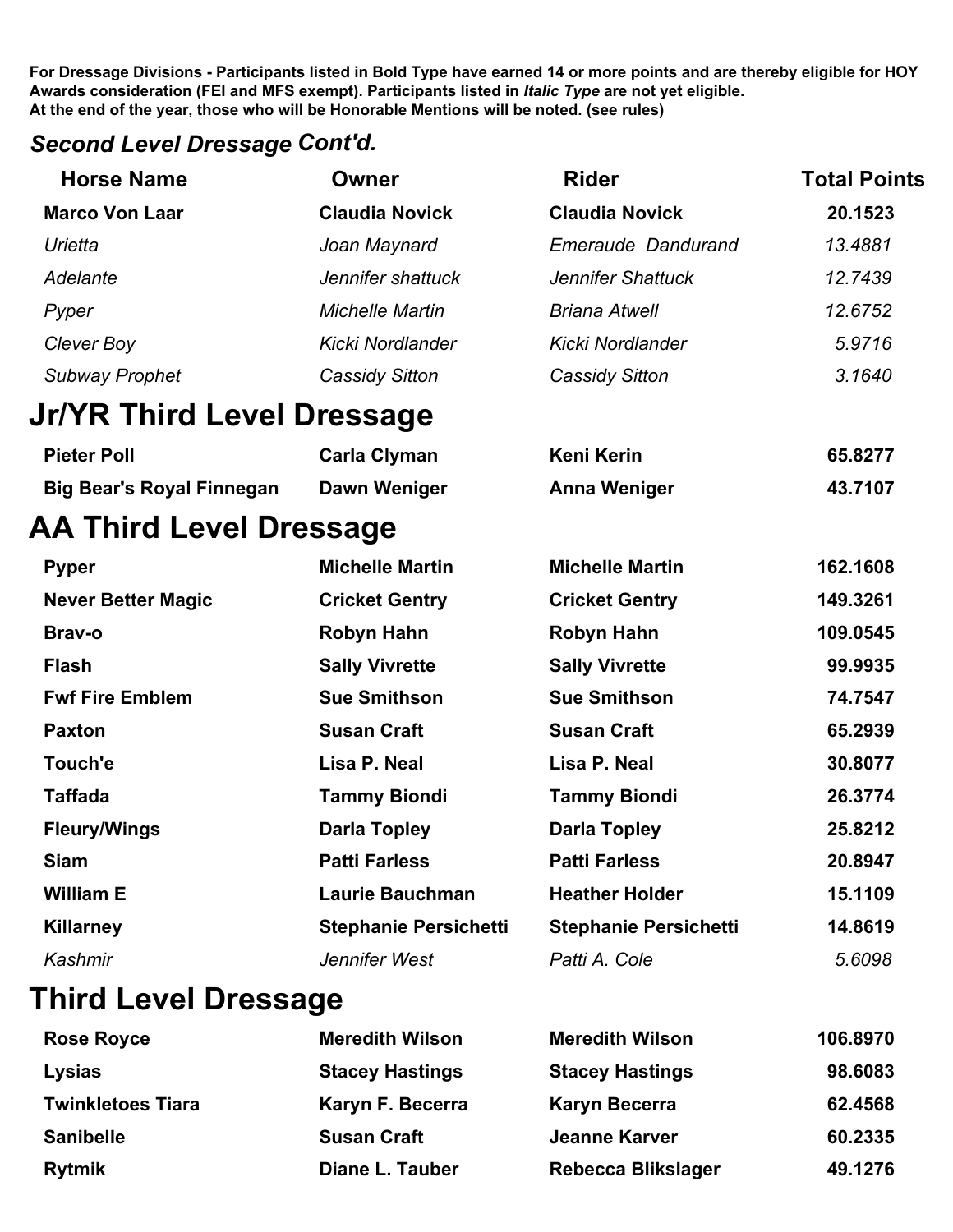**For Dressage Divisions - Participants listed in Bold Type have earned 14 or more points and are thereby eligible for HOY Awards consideration (FEI and MFS exempt). Participants listed in *Italic Type* are not yet eligible.**
**At the end of the year, those who will be Honorable Mentions will be noted. (see rules)**

## *Second Level Dressage* Cont'd.

| Horse Name | Owner | Rider | Total Points |
|---|---|---|---|
| **Marco Von Laar** | **Claudia Novick** | **Claudia Novick** | **20.1523** |
| *Urietta* | *Joan Maynard* | *Emeraude Dandurand* | *13.4881* |
| *Adelante* | *Jennifer shattuck* | *Jennifer Shattuck* | *12.7439* |
| *Pyper* | *Michelle Martin* | *Briana Atwell* | *12.6752* |
| *Clever Boy* | *Kicki Nordlander* | *Kicki Nordlander* | *5.9716* |
| *Subway Prophet* | *Cassidy Sitton* | *Cassidy Sitton* | *3.1640* |

## Jr/YR Third Level Dressage

| | | | |
|---|---|---|---|
| **Pieter Poll** | **Carla Clyman** | **Keni Kerin** | **65.8277** |
| **Big Bear's Royal Finnegan** | **Dawn Weniger** | **Anna Weniger** | **43.7107** |

## AA Third Level Dressage

| | | | |
|---|---|---|---|
| **Pyper** | **Michelle Martin** | **Michelle Martin** | **162.1608** |
| **Never Better Magic** | **Cricket Gentry** | **Cricket Gentry** | **149.3261** |
| **Brav-o** | **Robyn Hahn** | **Robyn Hahn** | **109.0545** |
| **Flash** | **Sally Vivrette** | **Sally Vivrette** | **99.9935** |
| **Fwf Fire Emblem** | **Sue Smithson** | **Sue Smithson** | **74.7547** |
| **Paxton** | **Susan Craft** | **Susan Craft** | **65.2939** |
| **Touch'e** | **Lisa P. Neal** | **Lisa P. Neal** | **30.8077** |
| **Taffada** | **Tammy Biondi** | **Tammy Biondi** | **26.3774** |
| **Fleury/Wings** | **Darla Topley** | **Darla Topley** | **25.8212** |
| **Siam** | **Patti Farless** | **Patti Farless** | **20.8947** |
| **William E** | **Laurie Bauchman** | **Heather Holder** | **15.1109** |
| **Killarney** | **Stephanie Persichetti** | **Stephanie Persichetti** | **14.8619** |
| *Kashmir* | *Jennifer West* | *Patti A. Cole* | *5.6098* |

## Third Level Dressage

| | | | |
|---|---|---|---|
| **Rose Royce** | **Meredith Wilson** | **Meredith Wilson** | **106.8970** |
| **Lysias** | **Stacey Hastings** | **Stacey Hastings** | **98.6083** |
| **Twinkletoes Tiara** | **Karyn F. Becerra** | **Karyn Becerra** | **62.4568** |
| **Sanibelle** | **Susan Craft** | **Jeanne Karver** | **60.2335** |
| **Rytmik** | **Diane L. Tauber** | **Rebecca Blikslager** | **49.1276** |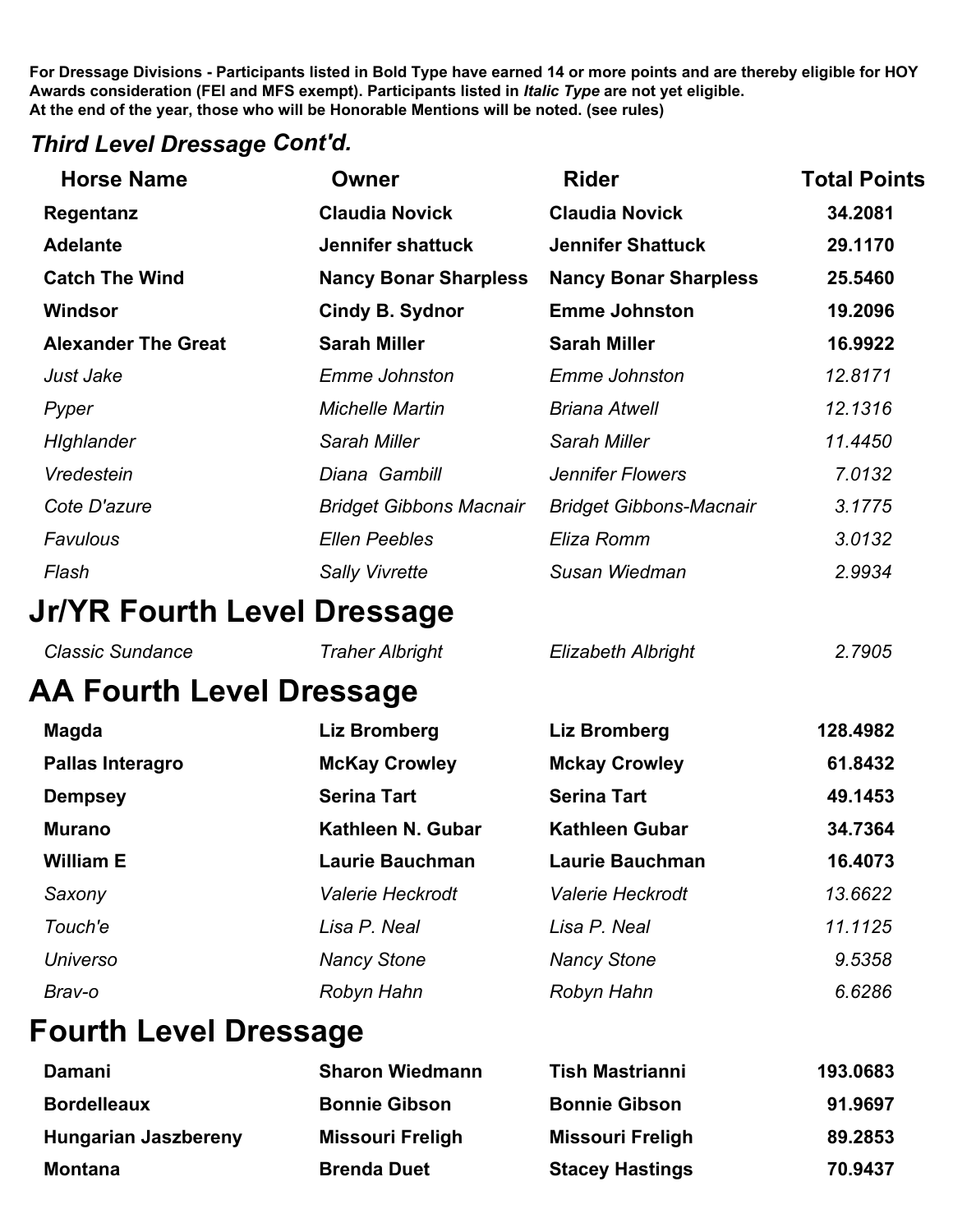**For Dressage Divisions - Participants listed in Bold Type have earned 14 or more points and are thereby eligible for HOY Awards consideration (FEI and MFS exempt). Participants listed in *Italic Type* are not yet eligible.**
**At the end of the year, those who will be Honorable Mentions will be noted. (see rules)**

## *Third Level Dressage Cont'd.*

| Horse Name | Owner | Rider | Total Points |
|---|---|---|---|
| **Regentanz** | **Claudia Novick** | **Claudia Novick** | **34.2081** |
| **Adelante** | **Jennifer shattuck** | **Jennifer Shattuck** | **29.1170** |
| **Catch The Wind** | **Nancy Bonar Sharpless** | **Nancy Bonar Sharpless** | **25.5460** |
| **Windsor** | **Cindy B. Sydnor** | **Emme Johnston** | **19.2096** |
| **Alexander The Great** | **Sarah Miller** | **Sarah Miller** | **16.9922** |
| *Just Jake* | *Emme Johnston* | *Emme Johnston* | *12.8171* |
| *Pyper* | *Michelle Martin* | *Briana Atwell* | *12.1316* |
| *HIghlander* | *Sarah Miller* | *Sarah Miller* | *11.4450* |
| *Vredestein* | *Diana Gambill* | *Jennifer Flowers* | *7.0132* |
| *Cote D'azure* | *Bridget Gibbons Macnair* | *Bridget Gibbons-Macnair* | *3.1775* |
| *Favulous* | *Ellen Peebles* | *Eliza Romm* | *3.0132* |
| *Flash* | *Sally Vivrette* | *Susan Wiedman* | *2.9934* |

# Jr/YR Fourth Level Dressage

| | | | |
|---|---|---|---|
| *Classic Sundance* | *Traher Albright* | *Elizabeth Albright* | *2.7905* |

# AA Fourth Level Dressage

| | | | |
|---|---|---|---|
| **Magda** | **Liz Bromberg** | **Liz Bromberg** | **128.4982** |
| **Pallas Interagro** | **McKay Crowley** | **Mckay Crowley** | **61.8432** |
| **Dempsey** | **Serina Tart** | **Serina Tart** | **49.1453** |
| **Murano** | **Kathleen N. Gubar** | **Kathleen Gubar** | **34.7364** |
| **William E** | **Laurie Bauchman** | **Laurie Bauchman** | **16.4073** |
| *Saxony* | *Valerie Heckrodt* | *Valerie Heckrodt* | *13.6622* |
| *Touch'e* | *Lisa P. Neal* | *Lisa P. Neal* | *11.1125* |
| *Universo* | *Nancy Stone* | *Nancy Stone* | *9.5358* |
| *Brav-o* | *Robyn Hahn* | *Robyn Hahn* | *6.6286* |

# Fourth Level Dressage

| | | | |
|---|---|---|---|
| **Damani** | **Sharon Wiedmann** | **Tish Mastrianni** | **193.0683** |
| **Bordelleaux** | **Bonnie Gibson** | **Bonnie Gibson** | **91.9697** |
| **Hungarian Jaszbereny** | **Missouri Freligh** | **Missouri Freligh** | **89.2853** |
| **Montana** | **Brenda Duet** | **Stacey Hastings** | **70.9437** |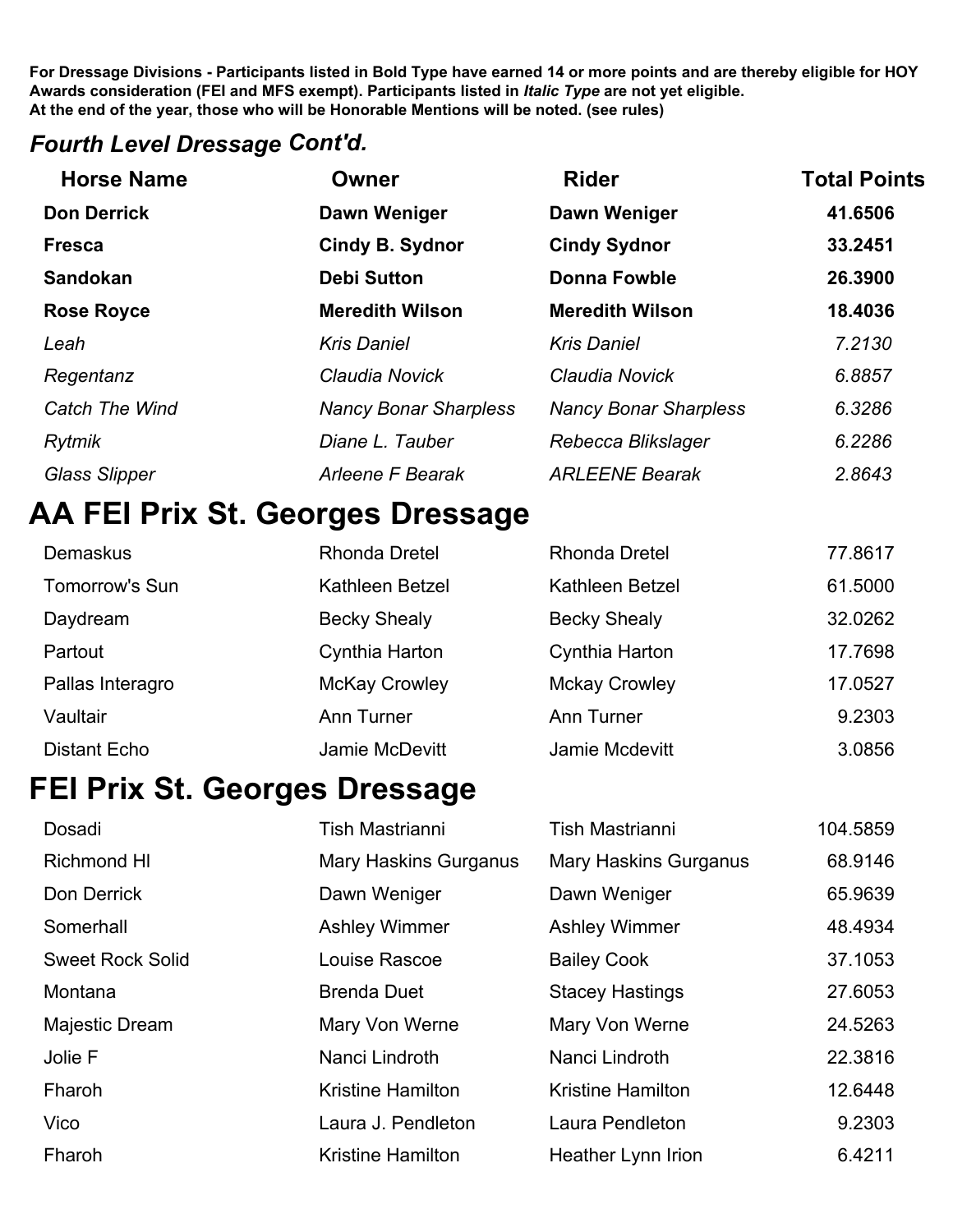**For Dressage Divisions - Participants listed in Bold Type have earned 14 or more points and are thereby eligible for HOY Awards consideration (FEI and MFS exempt). Participants listed in *Italic Type* are not yet eligible.**
**At the end of the year, those who will be Honorable Mentions will be noted. (see rules)**

### *Fourth Level Dressage Cont'd.*

| Horse Name | Owner | Rider | Total Points |
|---|---|---|---|
| **Don Derrick** | **Dawn Weniger** | **Dawn Weniger** | **41.6506** |
| **Fresca** | **Cindy B. Sydnor** | **Cindy Sydnor** | **33.2451** |
| **Sandokan** | **Debi Sutton** | **Donna Fowble** | **26.3900** |
| **Rose Royce** | **Meredith Wilson** | **Meredith Wilson** | **18.4036** |
| *Leah* | *Kris Daniel* | *Kris Daniel* | *7.2130* |
| *Regentanz* | *Claudia Novick* | *Claudia Novick* | *6.8857* |
| *Catch The Wind* | *Nancy Bonar Sharpless* | *Nancy Bonar Sharpless* | *6.3286* |
| *Rytmik* | *Diane L. Tauber* | *Rebecca Blikslager* | *6.2286* |
| *Glass Slipper* | *Arleene F Bearak* | *ARLEENE Bearak* | *2.8643* |

# AA FEI Prix St. Georges Dressage

| | | | |
|---|---|---|---|
| Demaskus | Rhonda Dretel | Rhonda Dretel | 77.8617 |
| Tomorrow's Sun | Kathleen Betzel | Kathleen Betzel | 61.5000 |
| Daydream | Becky Shealy | Becky Shealy | 32.0262 |
| Partout | Cynthia Harton | Cynthia Harton | 17.7698 |
| Pallas Interagro | McKay Crowley | Mckay Crowley | 17.0527 |
| Vaultair | Ann Turner | Ann Turner | 9.2303 |
| Distant Echo | Jamie McDevitt | Jamie Mcdevitt | 3.0856 |

# FEI Prix St. Georges Dressage

| | | | |
|---|---|---|---|
| Dosadi | Tish Mastrianni | Tish Mastrianni | 104.5859 |
| Richmond Hl | Mary Haskins Gurganus | Mary Haskins Gurganus | 68.9146 |
| Don Derrick | Dawn Weniger | Dawn Weniger | 65.9639 |
| Somerhall | Ashley Wimmer | Ashley Wimmer | 48.4934 |
| Sweet Rock Solid | Louise Rascoe | Bailey Cook | 37.1053 |
| Montana | Brenda Duet | Stacey Hastings | 27.6053 |
| Majestic Dream | Mary Von Werne | Mary Von Werne | 24.5263 |
| Jolie F | Nanci Lindroth | Nanci Lindroth | 22.3816 |
| Fharoh | Kristine Hamilton | Kristine Hamilton | 12.6448 |
| Vico | Laura J. Pendleton | Laura Pendleton | 9.2303 |
| Fharoh | Kristine Hamilton | Heather Lynn Irion | 6.4211 |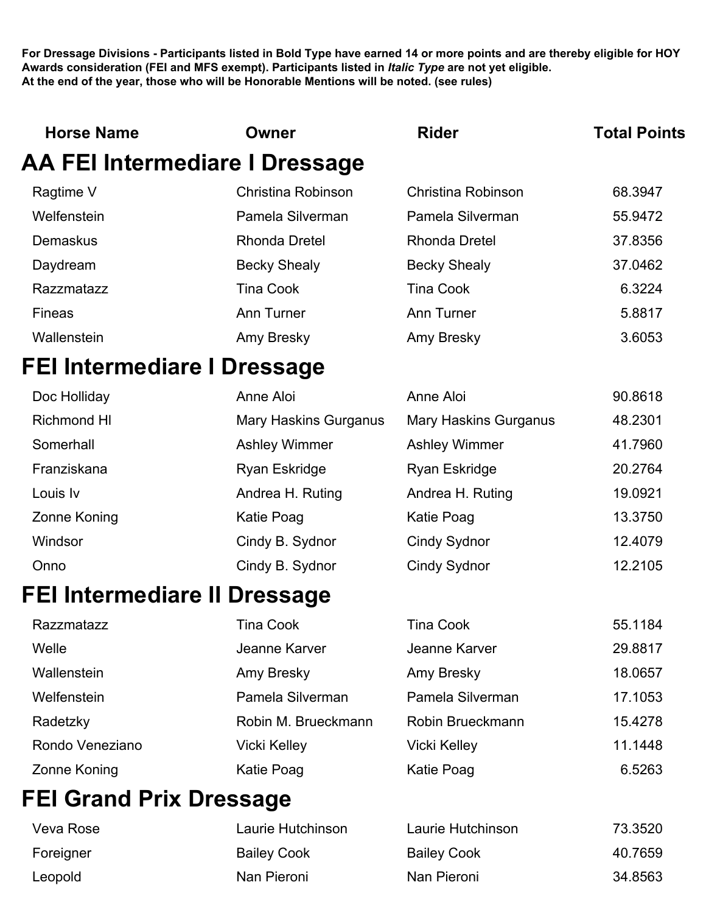**For Dressage Divisions - Participants listed in Bold Type have earned 14 or more points and are thereby eligible for HOY Awards consideration (FEI and MFS exempt). Participants listed in *Italic Type* are not yet eligible. At the end of the year, those who will be Honorable Mentions will be noted. (see rules)**

| Horse Name | Owner | Rider | Total Points |
|---|---|---|---|

## AA FEI Intermediare I Dressage

| Horse Name | Owner | Rider | Total Points |
|---|---|---|---|
| Ragtime V | Christina Robinson | Christina Robinson | 68.3947 |
| Welfenstein | Pamela Silverman | Pamela Silverman | 55.9472 |
| Demaskus | Rhonda Dretel | Rhonda Dretel | 37.8356 |
| Daydream | Becky Shealy | Becky Shealy | 37.0462 |
| Razzmatazz | Tina Cook | Tina Cook | 6.3224 |
| Fineas | Ann Turner | Ann Turner | 5.8817 |
| Wallenstein | Amy Bresky | Amy Bresky | 3.6053 |

## FEI Intermediare I Dressage

| Horse Name | Owner | Rider | Total Points |
|---|---|---|---|
| Doc Holliday | Anne Aloi | Anne Aloi | 90.8618 |
| Richmond Hl | Mary Haskins Gurganus | Mary Haskins Gurganus | 48.2301 |
| Somerhall | Ashley Wimmer | Ashley Wimmer | 41.7960 |
| Franziskana | Ryan Eskridge | Ryan Eskridge | 20.2764 |
| Louis Iv | Andrea H. Ruting | Andrea H. Ruting | 19.0921 |
| Zonne Koning | Katie Poag | Katie Poag | 13.3750 |
| Windsor | Cindy B. Sydnor | Cindy Sydnor | 12.4079 |
| Onno | Cindy B. Sydnor | Cindy Sydnor | 12.2105 |

## FEI Intermediare II Dressage

| Horse Name | Owner | Rider | Total Points |
|---|---|---|---|
| Razzmatazz | Tina Cook | Tina Cook | 55.1184 |
| Welle | Jeanne Karver | Jeanne Karver | 29.8817 |
| Wallenstein | Amy Bresky | Amy Bresky | 18.0657 |
| Welfenstein | Pamela Silverman | Pamela Silverman | 17.1053 |
| Radetzky | Robin M. Brueckmann | Robin Brueckmann | 15.4278 |
| Rondo Veneziano | Vicki Kelley | Vicki Kelley | 11.1448 |
| Zonne Koning | Katie Poag | Katie Poag | 6.5263 |

## FEI Grand Prix Dressage

| Horse Name | Owner | Rider | Total Points |
|---|---|---|---|
| Veva Rose | Laurie Hutchinson | Laurie Hutchinson | 73.3520 |
| Foreigner | Bailey Cook | Bailey Cook | 40.7659 |
| Leopold | Nan Pieroni | Nan Pieroni | 34.8563 |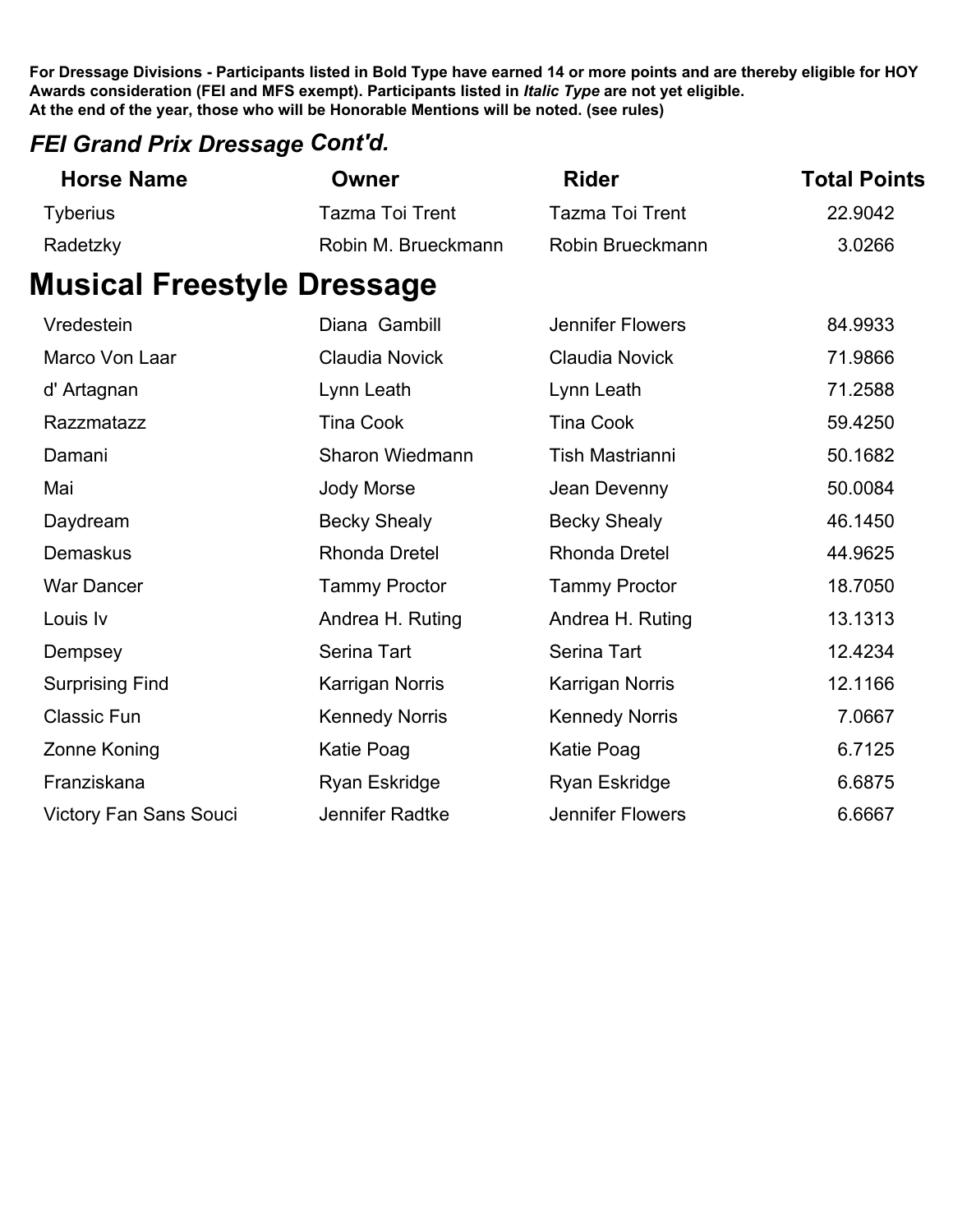**For Dressage Divisions - Participants listed in Bold Type have earned 14 or more points and are thereby eligible for HOY Awards consideration (FEI and MFS exempt). Participants listed in *Italic Type* are not yet eligible. At the end of the year, those who will be Honorable Mentions will be noted. (see rules)**

## *FEI Grand Prix Dressage* Cont'd.

| Horse Name | Owner | Rider | Total Points |
|---|---|---|---|
| Tyberius | Tazma Toi Trent | Tazma Toi Trent | 22.9042 |
| Radetzky | Robin M. Brueckmann | Robin Brueckmann | 3.0266 |

# Musical Freestyle Dressage

| Horse Name | Owner | Rider | Total Points |
|---|---|---|---|
| Vredestein | Diana Gambill | Jennifer Flowers | 84.9933 |
| Marco Von Laar | Claudia Novick | Claudia Novick | 71.9866 |
| d' Artagnan | Lynn Leath | Lynn Leath | 71.2588 |
| Razzmatazz | Tina Cook | Tina Cook | 59.4250 |
| Damani | Sharon Wiedmann | Tish Mastrianni | 50.1682 |
| Mai | Jody Morse | Jean Devenny | 50.0084 |
| Daydream | Becky Shealy | Becky Shealy | 46.1450 |
| Demaskus | Rhonda Dretel | Rhonda Dretel | 44.9625 |
| War Dancer | Tammy Proctor | Tammy Proctor | 18.7050 |
| Louis Iv | Andrea H. Ruting | Andrea H. Ruting | 13.1313 |
| Dempsey | Serina Tart | Serina Tart | 12.4234 |
| Surprising Find | Karrigan Norris | Karrigan Norris | 12.1166 |
| Classic Fun | Kennedy Norris | Kennedy Norris | 7.0667 |
| Zonne Koning | Katie Poag | Katie Poag | 6.7125 |
| Franziskana | Ryan Eskridge | Ryan Eskridge | 6.6875 |
| Victory Fan Sans Souci | Jennifer Radtke | Jennifer Flowers | 6.6667 |